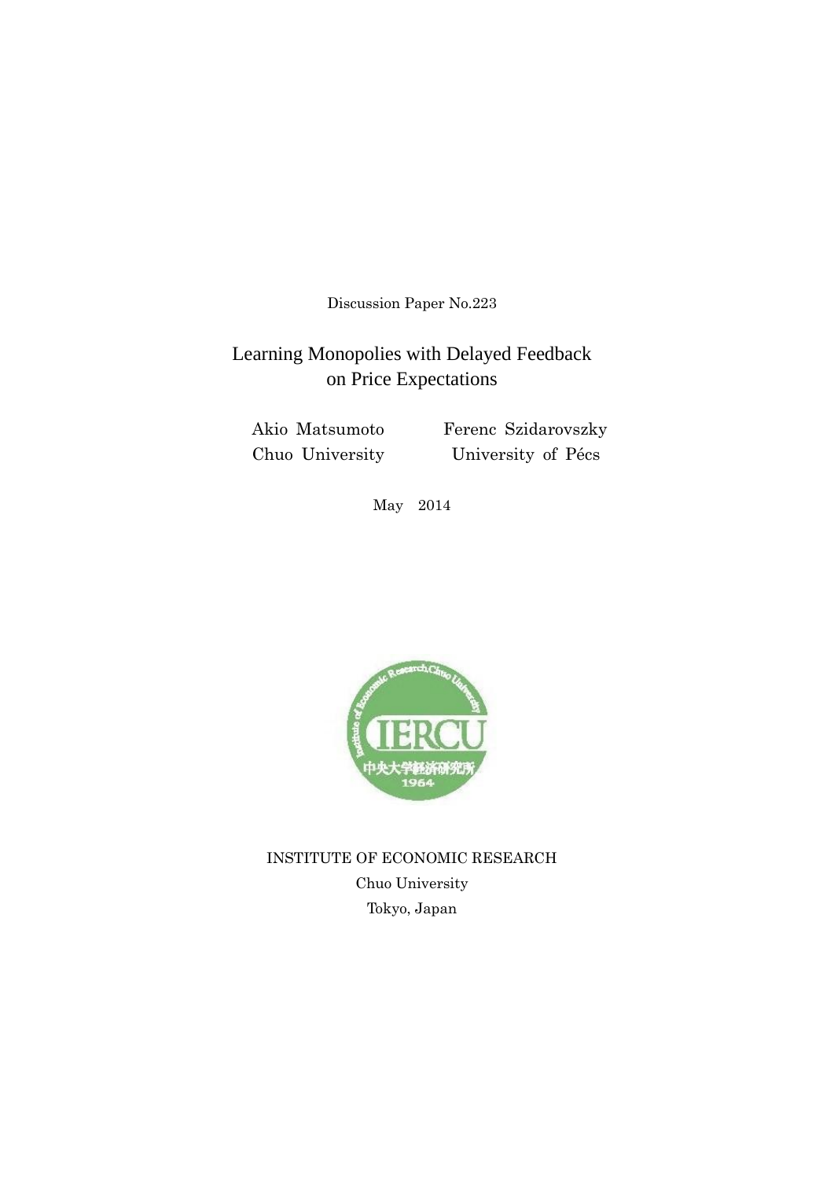Discussion Paper No.223

# Learning Monopolies with Delayed Feedback on Price Expectations

Akio Matsumoto
Chuo University

Ferenc Szidarovszky
University of Pécs

May 2014

INSTITUTE OF ECONOMIC RESEARCH
Chuo University
Tokyo, Japan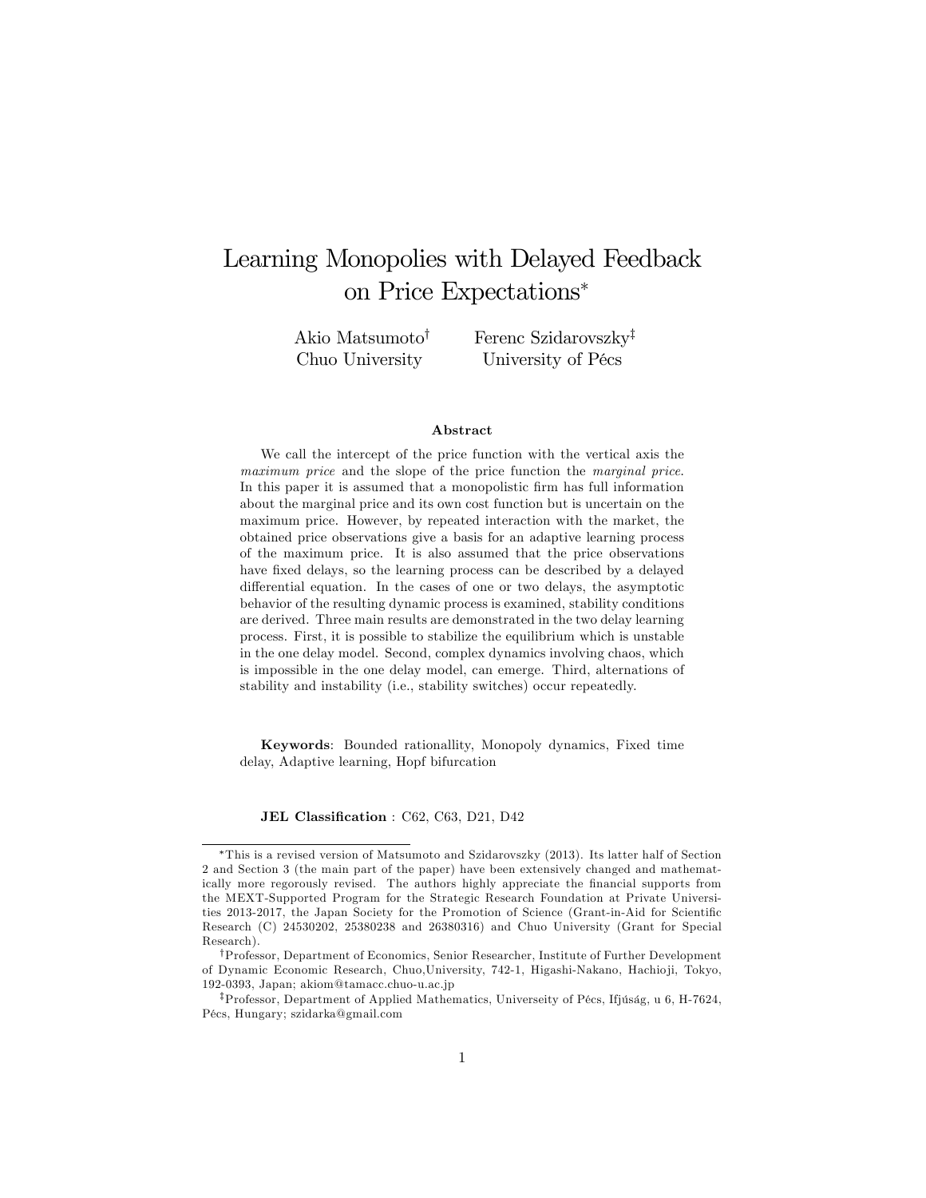# Learning Monopolies with Delayed Feedback on Price Expectations*

Akio Matsumoto[†] Chuo University

Ferenc Szidarovszky[‡] University of Pécs

### Abstract

We call the intercept of the price function with the vertical axis the *maximum price* and the slope of the price function the *marginal price*. In this paper it is assumed that a monopolistic firm has full information about the marginal price and its own cost function but is uncertain on the maximum price. However, by repeated interaction with the market, the obtained price observations give a basis for an adaptive learning process of the maximum price. It is also assumed that the price observations have fixed delays, so the learning process can be described by a delayed differential equation. In the cases of one or two delays, the asymptotic behavior of the resulting dynamic process is examined, stability conditions are derived. Three main results are demonstrated in the two delay learning process. First, it is possible to stabilize the equilibrium which is unstable in the one delay model. Second, complex dynamics involving chaos, which is impossible in the one delay model, can emerge. Third, alternations of stability and instability (i.e., stability switches) occur repeatedly.

**Keywords**: Bounded rationallity, Monopoly dynamics, Fixed time delay, Adaptive learning, Hopf bifurcation

**JEL Classification** : C62, C63, D21, D42

---

*This is a revised version of Matsumoto and Szidarovszky (2013). Its latter half of Section 2 and Section 3 (the main part of the paper) have been extensively changed and mathematically more regorously revised. The authors highly appreciate the financial supports from the MEXT-Supported Program for the Strategic Research Foundation at Private Universities 2013-2017, the Japan Society for the Promotion of Science (Grant-in-Aid for Scientific Research (C) 24530202, 25380238 and 26380316) and Chuo University (Grant for Special Research).

†Professor, Department of Economics, Senior Researcher, Institute of Further Development of Dynamic Economic Research, Chuo,University, 742-1, Higashi-Nakano, Hachioji, Tokyo, 192-0393, Japan; akiom@tamacc.chuo-u.ac.jp

‡Professor, Department of Applied Mathematics, Universeity of Pécs, Ifjúság, u 6, H-7624, Pécs, Hungary; szidarka@gmail.com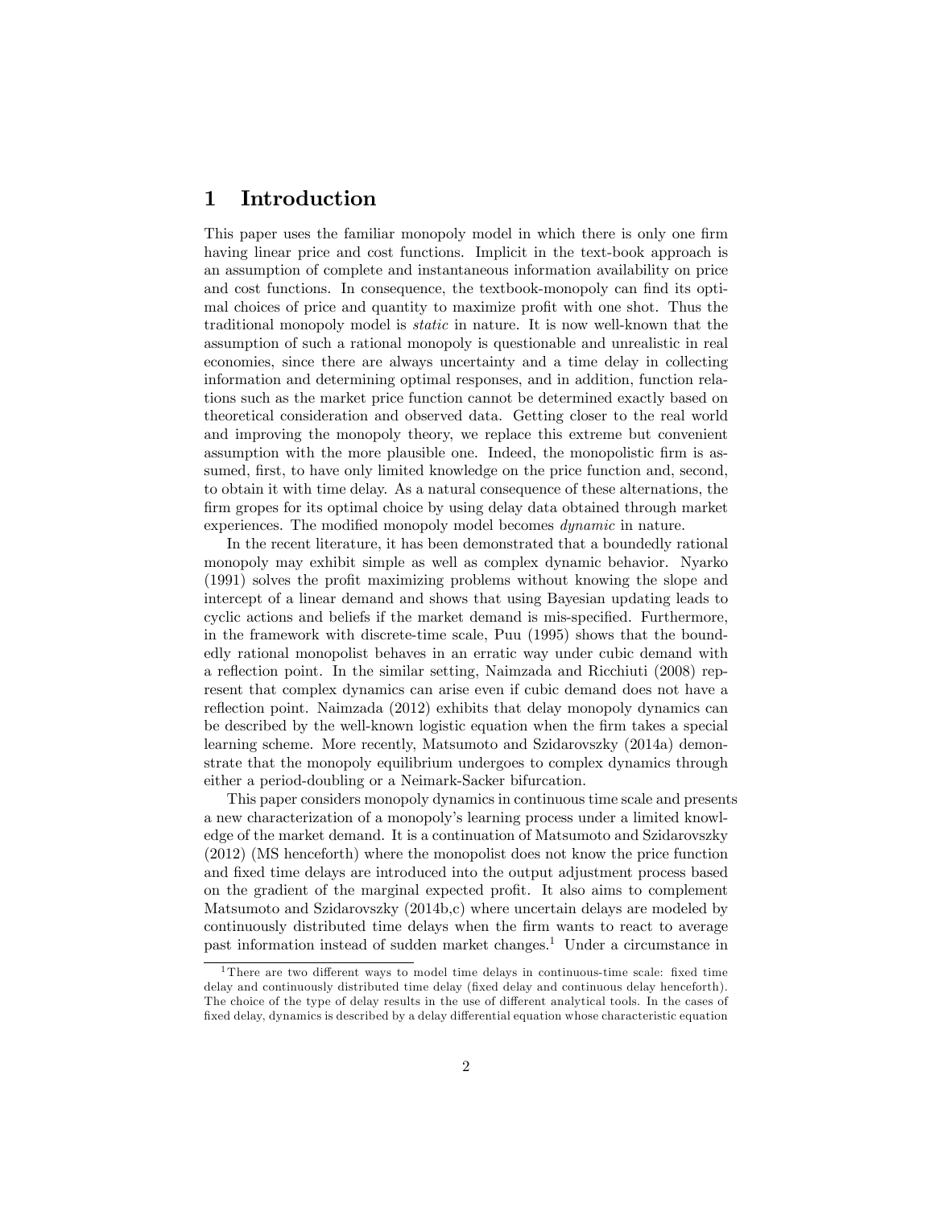# 1 Introduction

This paper uses the familiar monopoly model in which there is only one firm having linear price and cost functions. Implicit in the text-book approach is an assumption of complete and instantaneous information availability on price and cost functions. In consequence, the textbook-monopoly can find its optimal choices of price and quantity to maximize profit with one shot. Thus the traditional monopoly model is *static* in nature. It is now well-known that the assumption of such a rational monopoly is questionable and unrealistic in real economies, since there are always uncertainty and a time delay in collecting information and determining optimal responses, and in addition, function relations such as the market price function cannot be determined exactly based on theoretical consideration and observed data. Getting closer to the real world and improving the monopoly theory, we replace this extreme but convenient assumption with the more plausible one. Indeed, the monopolistic firm is assumed, first, to have only limited knowledge on the price function and, second, to obtain it with time delay. As a natural consequence of these alternations, the firm gropes for its optimal choice by using delay data obtained through market experiences. The modified monopoly model becomes *dynamic* in nature.

In the recent literature, it has been demonstrated that a boundedly rational monopoly may exhibit simple as well as complex dynamic behavior. Nyarko (1991) solves the profit maximizing problems without knowing the slope and intercept of a linear demand and shows that using Bayesian updating leads to cyclic actions and beliefs if the market demand is mis-specified. Furthermore, in the framework with discrete-time scale, Puu (1995) shows that the boundedly rational monopolist behaves in an erratic way under cubic demand with a reflection point. In the similar setting, Naimzada and Ricchiuti (2008) represent that complex dynamics can arise even if cubic demand does not have a reflection point. Naimzada (2012) exhibits that delay monopoly dynamics can be described by the well-known logistic equation when the firm takes a special learning scheme. More recently, Matsumoto and Szidarovszky (2014a) demonstrate that the monopoly equilibrium undergoes to complex dynamics through either a period-doubling or a Neimark-Sacker bifurcation.

This paper considers monopoly dynamics in continuous time scale and presents a new characterization of a monopoly's learning process under a limited knowledge of the market demand. It is a continuation of Matsumoto and Szidarovszky (2012) (MS henceforth) where the monopolist does not know the price function and fixed time delays are introduced into the output adjustment process based on the gradient of the marginal expected profit. It also aims to complement Matsumoto and Szidarovszky (2014b,c) where uncertain delays are modeled by continuously distributed time delays when the firm wants to react to average past information instead of sudden market changes.[1] Under a circumstance in

[1] There are two different ways to model time delays in continuous-time scale: fixed time delay and continuously distributed time delay (fixed delay and continuous delay henceforth). The choice of the type of delay results in the use of different analytical tools. In the cases of fixed delay, dynamics is described by a delay differential equation whose characteristic equation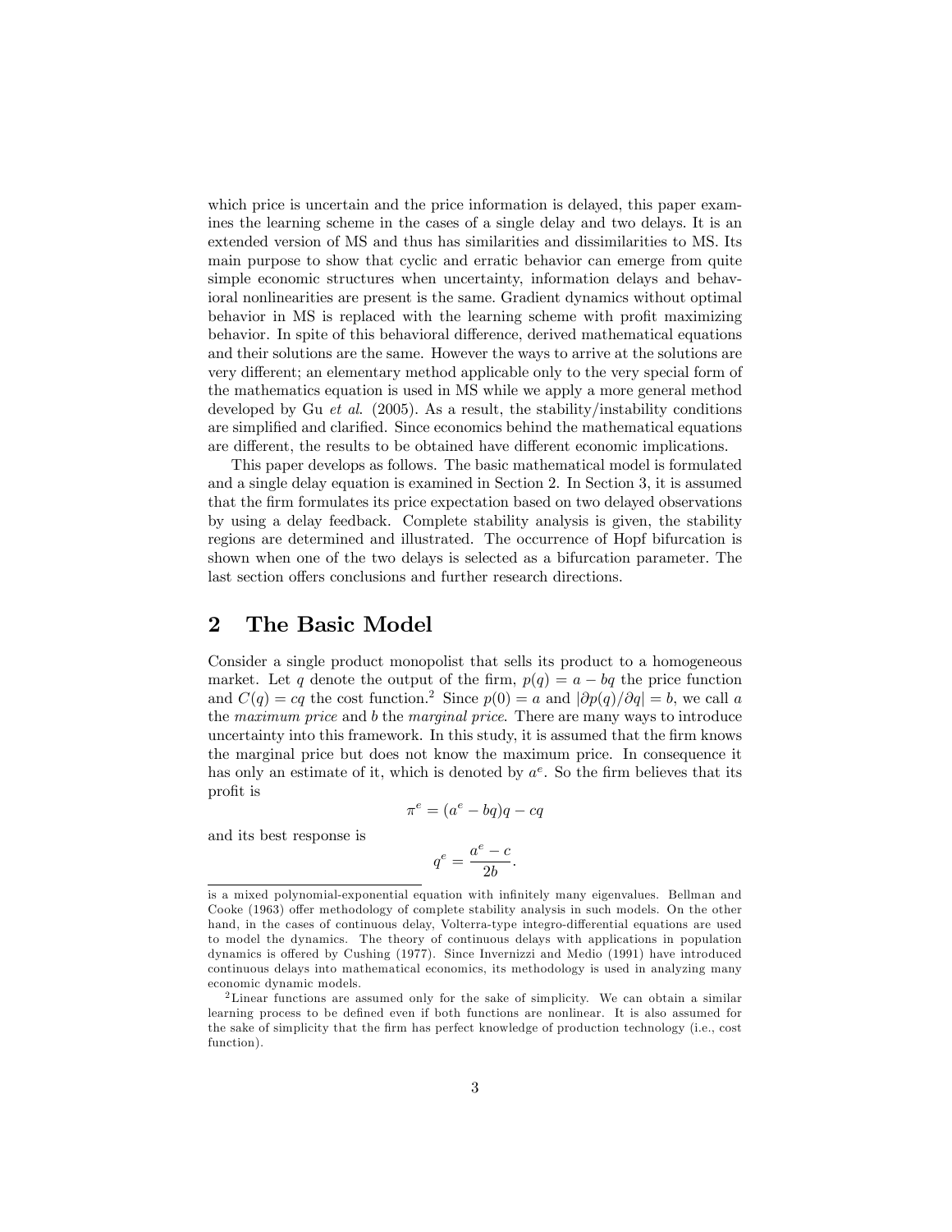which price is uncertain and the price information is delayed, this paper examines the learning scheme in the cases of a single delay and two delays. It is an extended version of MS and thus has similarities and dissimilarities to MS. Its main purpose to show that cyclic and erratic behavior can emerge from quite simple economic structures when uncertainty, information delays and behavioral nonlinearities are present is the same. Gradient dynamics without optimal behavior in MS is replaced with the learning scheme with profit maximizing behavior. In spite of this behavioral difference, derived mathematical equations and their solutions are the same. However the ways to arrive at the solutions are very different; an elementary method applicable only to the very special form of the mathematics equation is used in MS while we apply a more general method developed by Gu *et al.* (2005). As a result, the stability/instability conditions are simplified and clarified. Since economics behind the mathematical equations are different, the results to be obtained have different economic implications.

This paper develops as follows. The basic mathematical model is formulated and a single delay equation is examined in Section 2. In Section 3, it is assumed that the firm formulates its price expectation based on two delayed observations by using a delay feedback. Complete stability analysis is given, the stability regions are determined and illustrated. The occurrence of Hopf bifurcation is shown when one of the two delays is selected as a bifurcation parameter. The last section offers conclusions and further research directions.

## 2 The Basic Model

Consider a single product monopolist that sells its product to a homogeneous market. Let $q$ denote the output of the firm, $p(q) = a - bq$ the price function and $C(q) = cq$ the cost function.[2] Since $p(0) = a$ and $|\partial p(q)/\partial q| = b$, we call $a$ the *maximum price* and $b$ the *marginal price*. There are many ways to introduce uncertainty into this framework. In this study, it is assumed that the firm knows the marginal price but does not know the maximum price. In consequence it has only an estimate of it, which is denoted by $a^e$. So the firm believes that its profit is

$$\pi^e = (a^e - bq)q - cq$$

and its best response is

$$q^e = \frac{a^e - c}{2b}.$$

---

is a mixed polynomial-exponential equation with infinitely many eigenvalues. Bellman and Cooke (1963) offer methodology of complete stability analysis in such models. On the other hand, in the cases of continuous delay, Volterra-type integro-differential equations are used to model the dynamics. The theory of continuous delays with applications in population dynamics is offered by Cushing (1977). Since Invernizzi and Medio (1991) have introduced continuous delays into mathematical economics, its methodology is used in analyzing many economic dynamic models.

[2] Linear functions are assumed only for the sake of simplicity. We can obtain a similar learning process to be defined even if both functions are nonlinear. It is also assumed for the sake of simplicity that the firm has perfect knowledge of production technology (i.e., cost function).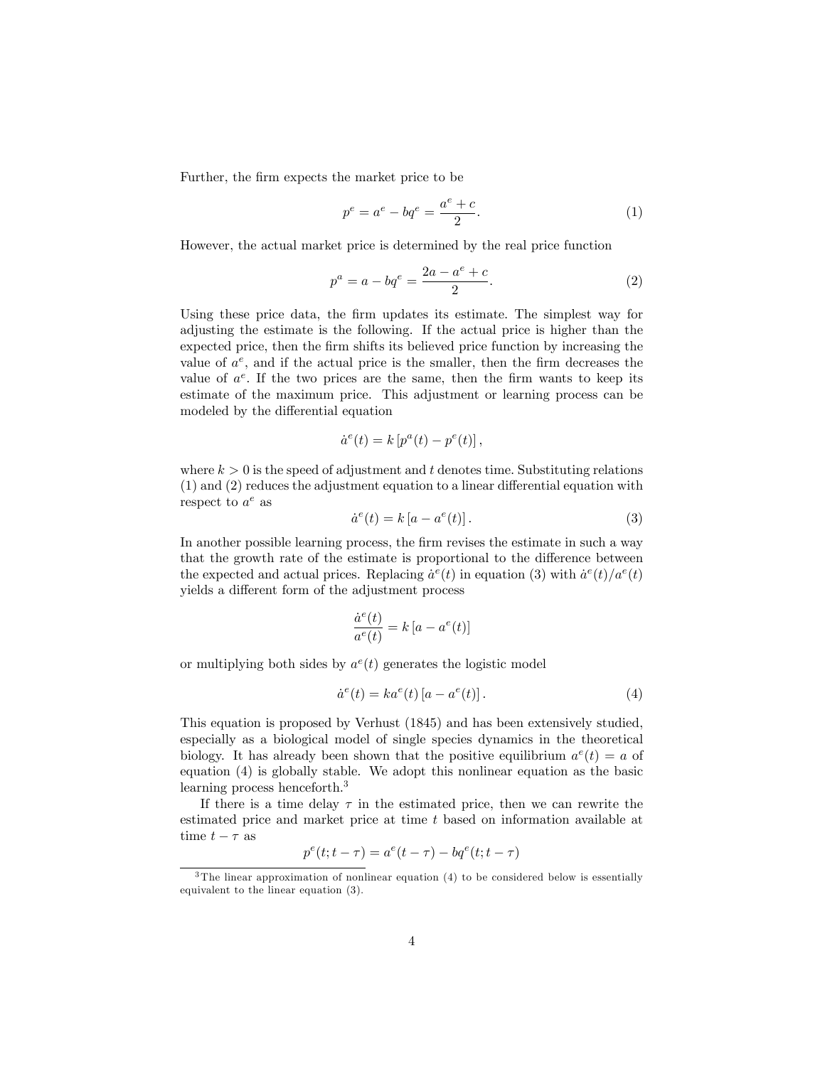Further, the firm expects the market price to be

$$p^e = a^e - bq^e = \frac{a^e + c}{2}. \tag{1}$$

However, the actual market price is determined by the real price function

$$p^a = a - bq^e = \frac{2a - a^e + c}{2}. \tag{2}$$

Using these price data, the firm updates its estimate. The simplest way for adjusting the estimate is the following. If the actual price is higher than the expected price, then the firm shifts its believed price function by increasing the value of $a^e$, and if the actual price is the smaller, then the firm decreases the value of $a^e$. If the two prices are the same, then the firm wants to keep its estimate of the maximum price. This adjustment or learning process can be modeled by the differential equation

$$\dot{a}^e(t) = k\left[p^a(t) - p^e(t)\right],$$

where $k > 0$ is the speed of adjustment and $t$ denotes time. Substituting relations (1) and (2) reduces the adjustment equation to a linear differential equation with respect to $a^e$ as

$$\dot{a}^e(t) = k\left[a - a^e(t)\right]. \tag{3}$$

In another possible learning process, the firm revises the estimate in such a way that the growth rate of the estimate is proportional to the difference between the expected and actual prices. Replacing $\dot{a}^e(t)$ in equation (3) with $\dot{a}^e(t)/a^e(t)$ yields a different form of the adjustment process

$$\frac{\dot{a}^e(t)}{a^e(t)} = k\left[a - a^e(t)\right]$$

or multiplying both sides by $a^e(t)$ generates the logistic model

$$\dot{a}^e(t) = ka^e(t)\left[a - a^e(t)\right]. \tag{4}$$

This equation is proposed by Verhust (1845) and has been extensively studied, especially as a biological model of single species dynamics in the theoretical biology. It has already been shown that the positive equilibrium $a^e(t) = a$ of equation (4) is globally stable. We adopt this nonlinear equation as the basic learning process henceforth.[3]

If there is a time delay $\tau$ in the estimated price, then we can rewrite the estimated price and market price at time $t$ based on information available at time $t - \tau$ as

$$p^e(t; t - \tau) = a^e(t - \tau) - bq^e(t; t - \tau)$$

[3] The linear approximation of nonlinear equation (4) to be considered below is essentially equivalent to the linear equation (3).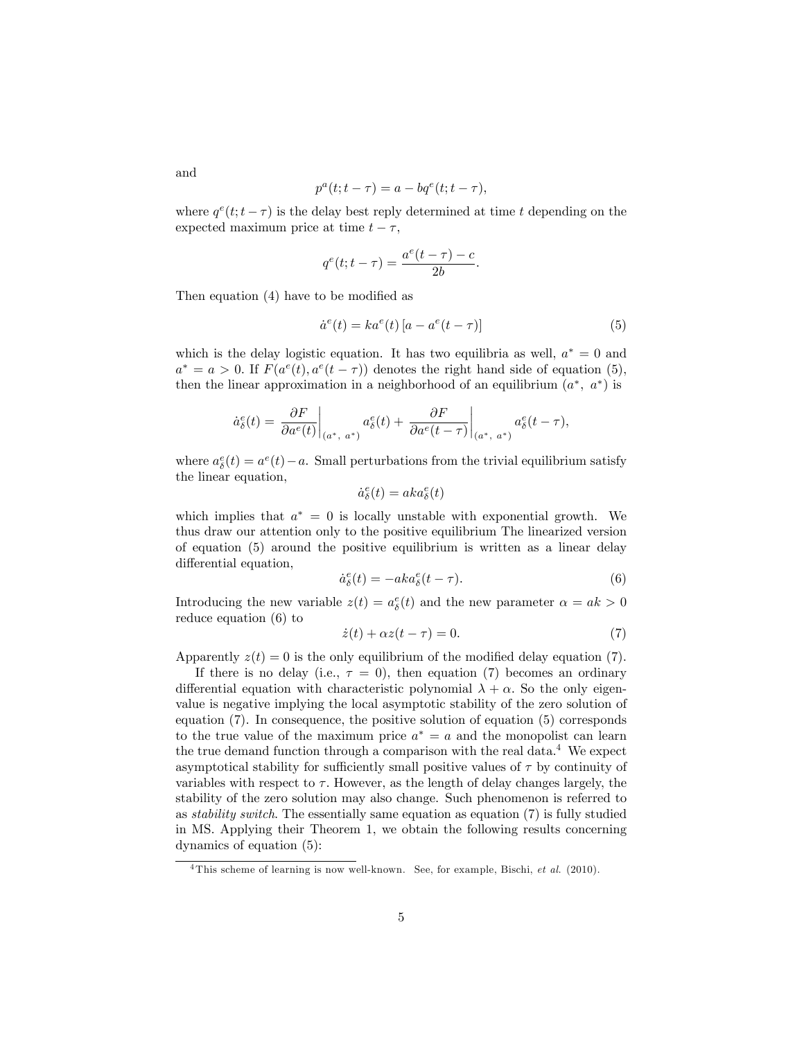and

$$p^a(t; t-\tau) = a - bq^e(t; t-\tau),$$

where $q^e(t; t-\tau)$ is the delay best reply determined at time $t$ depending on the expected maximum price at time $t-\tau$,

$$q^e(t; t-\tau) = \frac{a^e(t-\tau) - c}{2b}.$$

Then equation (4) have to be modified as

$$\dot{a}^e(t) = ka^e(t)\left[a - a^e(t-\tau)\right] \tag{5}$$

which is the delay logistic equation. It has two equilibria as well, $a^* = 0$ and $a^* = a > 0$. If $F(a^e(t), a^e(t-\tau))$ denotes the right hand side of equation (5), then the linear approximation in a neighborhood of an equilibrium $(a^*,\ a^*)$ is

$$\dot{a}^e_\delta(t) = \left.\frac{\partial F}{\partial a^e(t)}\right|_{(a^*,\ a^*)} a^e_\delta(t) + \left.\frac{\partial F}{\partial a^e(t-\tau)}\right|_{(a^*,\ a^*)} a^e_\delta(t-\tau),$$

where $a^e_\delta(t) = a^e(t) - a$. Small perturbations from the trivial equilibrium satisfy the linear equation,

$$\dot{a}^e_\delta(t) = aka^e_\delta(t)$$

which implies that $a^* = 0$ is locally unstable with exponential growth. We thus draw our attention only to the positive equilibrium The linearized version of equation (5) around the positive equilibrium is written as a linear delay differential equation,

$$\dot{a}^e_\delta(t) = -aka^e_\delta(t-\tau). \tag{6}$$

Introducing the new variable $z(t) = a^e_\delta(t)$ and the new parameter $\alpha = ak > 0$ reduce equation (6) to

$$\dot{z}(t) + \alpha z(t-\tau) = 0. \tag{7}$$

Apparently $z(t) = 0$ is the only equilibrium of the modified delay equation (7).

If there is no delay (i.e., $\tau = 0$), then equation (7) becomes an ordinary differential equation with characteristic polynomial $\lambda + \alpha$. So the only eigenvalue is negative implying the local asymptotic stability of the zero solution of equation (7). In consequence, the positive solution of equation (5) corresponds to the true value of the maximum price $a^* = a$ and the monopolist can learn the true demand function through a comparison with the real data.[4] We expect asymptotical stability for sufficiently small positive values of $\tau$ by continuity of variables with respect to $\tau$. However, as the length of delay changes largely, the stability of the zero solution may also change. Such phenomenon is referred to as *stability switch*. The essentially same equation as equation (7) is fully studied in MS. Applying their Theorem 1, we obtain the following results concerning dynamics of equation (5):

[4] This scheme of learning is now well-known. See, for example, Bischi, *et al.* (2010).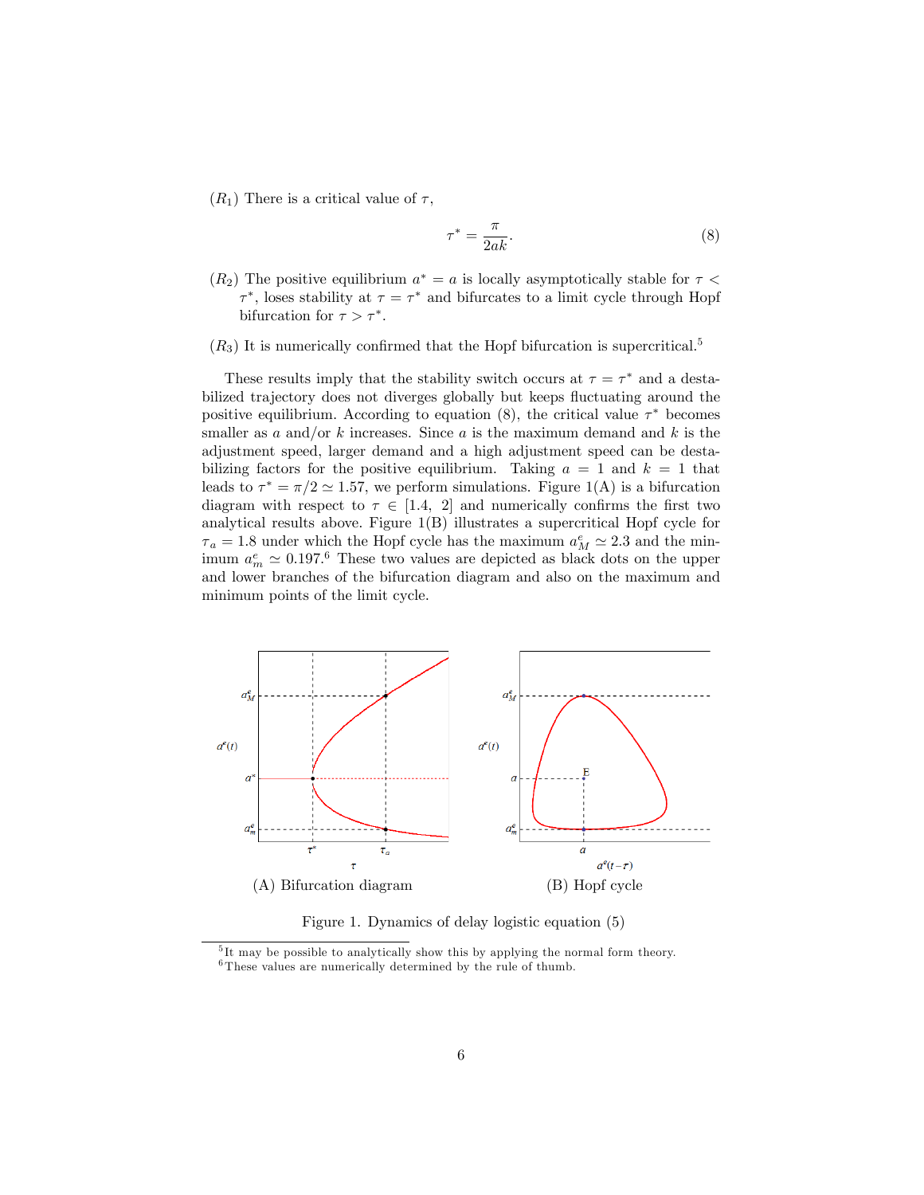($R_1$) There is a critical value of $\tau$,

$$\tau^* = \frac{\pi}{2ak}. \tag{8}$$

($R_2$) The positive equilibrium $a^* = a$ is locally asymptotically stable for $\tau < \tau^*$, loses stability at $\tau = \tau^*$ and bifurcates to a limit cycle through Hopf bifurcation for $\tau > \tau^*$.

($R_3$) It is numerically confirmed that the Hopf bifurcation is supercritical.[5]

These results imply that the stability switch occurs at $\tau = \tau^*$ and a destabilized trajectory does not diverges globally but keeps fluctuating around the positive equilibrium. According to equation (8), the critical value $\tau^*$ becomes smaller as $a$ and/or $k$ increases. Since $a$ is the maximum demand and $k$ is the adjustment speed, larger demand and a high adjustment speed can be destabilizing factors for the positive equilibrium. Taking $a = 1$ and $k = 1$ that leads to $\tau^* = \pi/2 \simeq 1.57$, we perform simulations. Figure 1(A) is a bifurcation diagram with respect to $\tau \in [1.4,\ 2]$ and numerically confirms the first two analytical results above. Figure 1(B) illustrates a supercritical Hopf cycle for $\tau_a = 1.8$ under which the Hopf cycle has the maximum $a^e_M \simeq 2.3$ and the minimum $a^e_m \simeq 0.197$.[6] These two values are depicted as black dots on the upper and lower branches of the bifurcation diagram and also on the maximum and minimum points of the limit cycle.

(A) Bifurcation diagram

(B) Hopf cycle

Figure 1. Dynamics of delay logistic equation (5)

[5] It may be possible to analytically show this by applying the normal form theory.

[6] These values are numerically determined by the rule of thumb.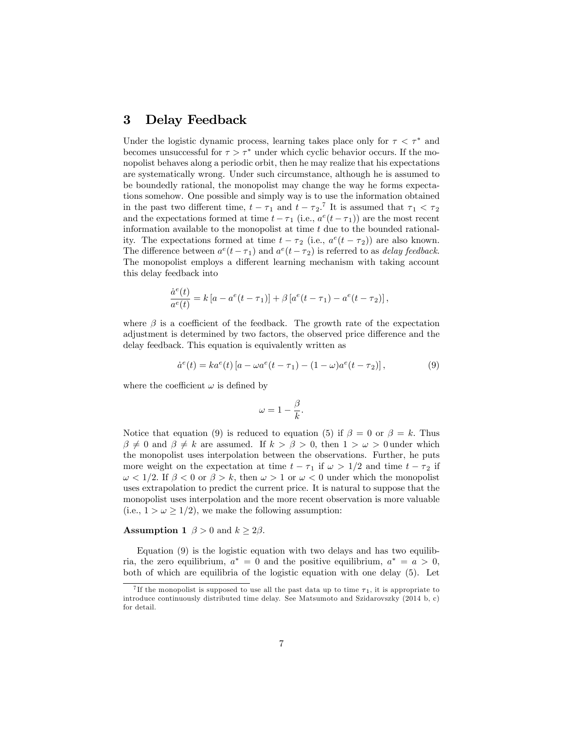## 3 Delay Feedback

Under the logistic dynamic process, learning takes place only for $\tau < \tau^*$ and becomes unsuccessful for $\tau > \tau^*$ under which cyclic behavior occurs. If the monopolist behaves along a periodic orbit, then he may realize that his expectations are systematically wrong. Under such circumstance, although he is assumed to be boundedly rational, the monopolist may change the way he forms expectations somehow. One possible and simply way is to use the information obtained in the past two different time, $t - \tau_1$ and $t - \tau_2$.[7] It is assumed that $\tau_1 < \tau_2$ and the expectations formed at time $t - \tau_1$ (i.e., $a^e(t - \tau_1)$) are the most recent information available to the monopolist at time $t$ due to the bounded rationality. The expectations formed at time $t - \tau_2$ (i.e., $a^e(t - \tau_2)$) are also known. The difference between $a^e(t - \tau_1)$ and $a^e(t - \tau_2)$ is referred to as *delay feedback*. The monopolist employs a different learning mechanism with taking account this delay feedback into

$$\frac{\dot{a}^e(t)}{a^e(t)} = k\left[a - a^e(t - \tau_1)\right] + \beta\left[a^e(t - \tau_1) - a^e(t - \tau_2)\right],$$

where $\beta$ is a coefficient of the feedback. The growth rate of the expectation adjustment is determined by two factors, the observed price difference and the delay feedback. This equation is equivalently written as

$$\dot{a}^e(t) = ka^e(t)\left[a - \omega a^e(t - \tau_1) - (1 - \omega)a^e(t - \tau_2)\right], \tag{9}$$

where the coefficient $\omega$ is defined by

$$\omega = 1 - \frac{\beta}{k}.$$

Notice that equation (9) is reduced to equation (5) if $\beta = 0$ or $\beta = k$. Thus $\beta \neq 0$ and $\beta \neq k$ are assumed. If $k > \beta > 0$, then $1 > \omega > 0$ under which the monopolist uses interpolation between the observations. Further, he puts more weight on the expectation at time $t - \tau_1$ if $\omega > 1/2$ and time $t - \tau_2$ if $\omega < 1/2$. If $\beta < 0$ or $\beta > k$, then $\omega > 1$ or $\omega < 0$ under which the monopolist uses extrapolation to predict the current price. It is natural to suppose that the monopolist uses interpolation and the more recent observation is more valuable (i.e., $1 > \omega \geq 1/2$), we make the following assumption:

**Assumption 1** $\beta > 0$ and $k \geq 2\beta$.

Equation (9) is the logistic equation with two delays and has two equilibria, the zero equilibrium, $a^* = 0$ and the positive equilibrium, $a^* = a > 0$, both of which are equilibria of the logistic equation with one delay (5). Let

[7] If the monopolist is supposed to use all the past data up to time $\tau_1$, it is appropriate to introduce continuously distributed time delay. See Matsumoto and Szidarovszky (2014 b, c) for detail.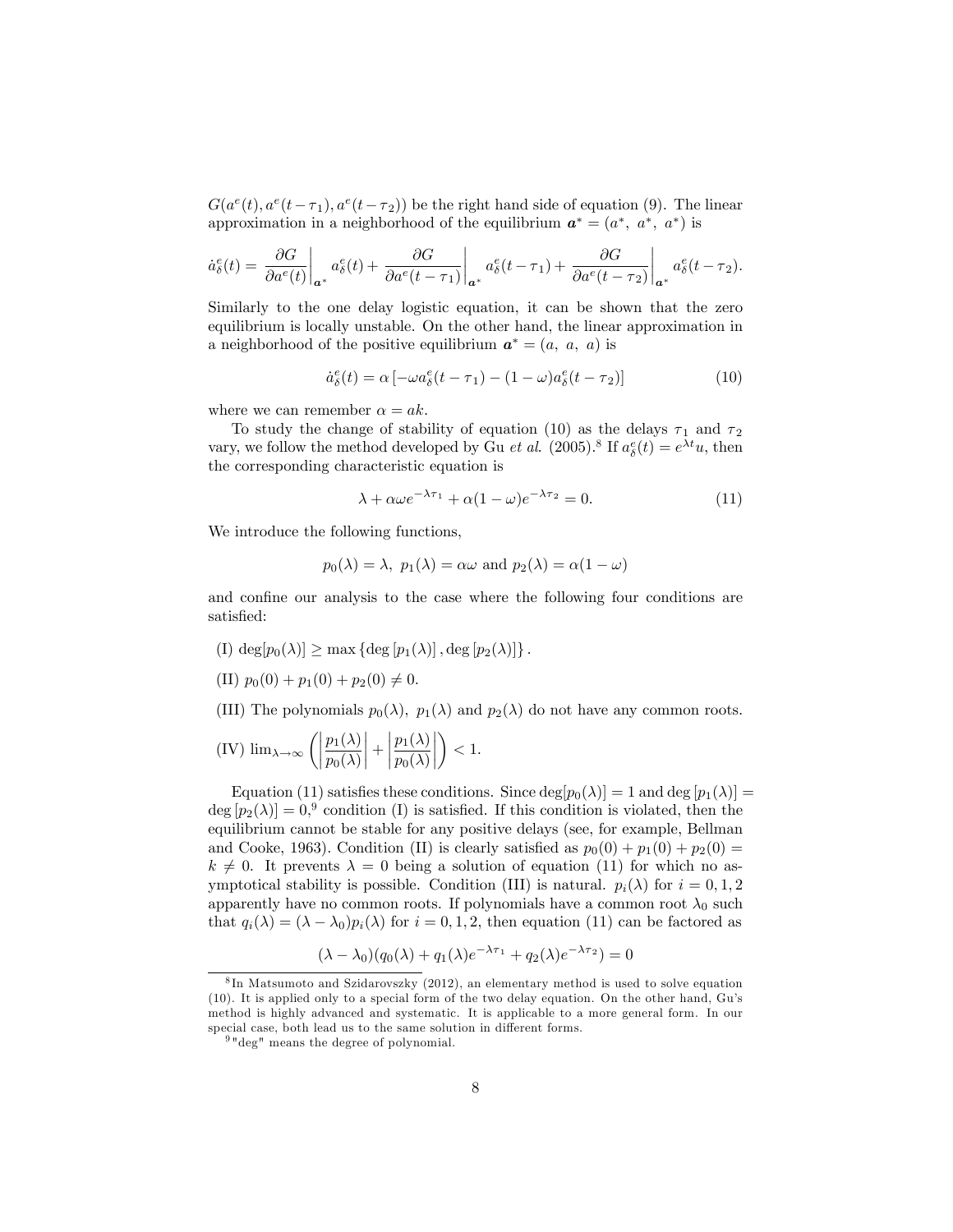$G(a^e(t), a^e(t-\tau_1), a^e(t-\tau_2))$ be the right hand side of equation (9). The linear approximation in a neighborhood of the equilibrium $\boldsymbol{a}^* = (a^*,\ a^*,\ a^*)$ is

$$\dot{a}^e_\delta(t) = \left.\frac{\partial G}{\partial a^e(t)}\right|_{\boldsymbol{a}^*} a^e_\delta(t) + \left.\frac{\partial G}{\partial a^e(t-\tau_1)}\right|_{\boldsymbol{a}^*} a^e_\delta(t-\tau_1) + \left.\frac{\partial G}{\partial a^e(t-\tau_2)}\right|_{\boldsymbol{a}^*} a^e_\delta(t-\tau_2).$$

Similarly to the one delay logistic equation, it can be shown that the zero equilibrium is locally unstable. On the other hand, the linear approximation in a neighborhood of the positive equilibrium $\boldsymbol{a}^* = (a,\ a,\ a)$ is

$$\dot{a}^e_\delta(t) = \alpha\left[-\omega a^e_\delta(t-\tau_1) - (1-\omega)a^e_\delta(t-\tau_2)\right] \tag{10}$$

where we can remember $\alpha = ak$.

To study the change of stability of equation (10) as the delays $\tau_1$ and $\tau_2$ vary, we follow the method developed by Gu *et al.* (2005).[8] If $a^e_\delta(t) = e^{\lambda t}u$, then the corresponding characteristic equation is

$$\lambda + \alpha\omega e^{-\lambda\tau_1} + \alpha(1-\omega)e^{-\lambda\tau_2} = 0. \tag{11}$$

We introduce the following functions,

$$p_0(\lambda) = \lambda,\ p_1(\lambda) = \alpha\omega \text{ and } p_2(\lambda) = \alpha(1-\omega)$$

and confine our analysis to the case where the following four conditions are satisfied:

(I) $\deg[p_0(\lambda)] \geq \max\{\deg[p_1(\lambda)], \deg[p_2(\lambda)]\}$.

(II) $p_0(0) + p_1(0) + p_2(0) \neq 0$.

(III) The polynomials $p_0(\lambda),\ p_1(\lambda)$ and $p_2(\lambda)$ do not have any common roots.

(IV) $\lim_{\lambda\to\infty}\left(\left|\dfrac{p_1(\lambda)}{p_0(\lambda)}\right| + \left|\dfrac{p_1(\lambda)}{p_0(\lambda)}\right|\right) < 1$.

Equation (11) satisfies these conditions. Since $\deg[p_0(\lambda)] = 1$ and $\deg[p_1(\lambda)] = \deg[p_2(\lambda)] = 0$,[9] condition (I) is satisfied. If this condition is violated, then the equilibrium cannot be stable for any positive delays (see, for example, Bellman and Cooke, 1963). Condition (II) is clearly satisfied as $p_0(0) + p_1(0) + p_2(0) = k \neq 0$. It prevents $\lambda = 0$ being a solution of equation (11) for which no asymptotical stability is possible. Condition (III) is natural. $p_i(\lambda)$ for $i = 0, 1, 2$ apparently have no common roots. If polynomials have a common root $\lambda_0$ such that $q_i(\lambda) = (\lambda - \lambda_0)p_i(\lambda)$ for $i = 0, 1, 2$, then equation (11) can be factored as

$$(\lambda - \lambda_0)(q_0(\lambda) + q_1(\lambda)e^{-\lambda\tau_1} + q_2(\lambda)e^{-\lambda\tau_2}) = 0$$

[8] In Matsumoto and Szidarovszky (2012), an elementary method is used to solve equation (10). It is applied only to a special form of the two delay equation. On the other hand, Gu's method is highly advanced and systematic. It is applicable to a more general form. In our special case, both lead us to the same solution in different forms.

[9] "deg" means the degree of polynomial.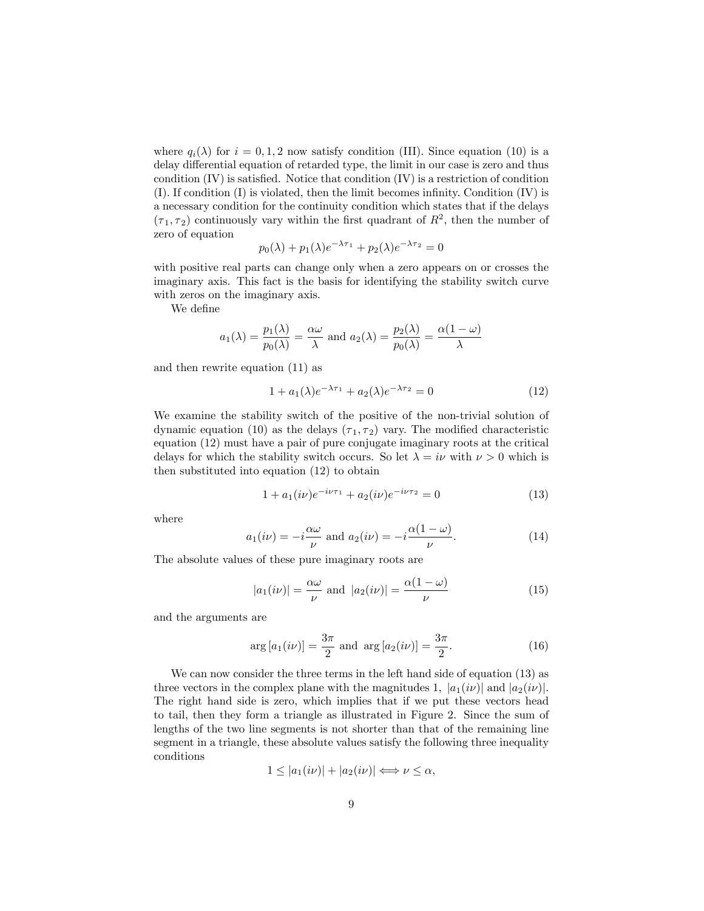where $q_i(\lambda)$ for $i = 0, 1, 2$ now satisfy condition (III). Since equation (10) is a delay differential equation of retarded type, the limit in our case is zero and thus condition (IV) is satisfied. Notice that condition (IV) is a restriction of condition (I). If condition (I) is violated, then the limit becomes infinity. Condition (IV) is a necessary condition for the continuity condition which states that if the delays $(\tau_1, \tau_2)$ continuously vary within the first quadrant of $R^2$, then the number of zero of equation

$$p_0(\lambda) + p_1(\lambda)e^{-\lambda\tau_1} + p_2(\lambda)e^{-\lambda\tau_2} = 0$$

with positive real parts can change only when a zero appears on or crosses the imaginary axis. This fact is the basis for identifying the stability switch curve with zeros on the imaginary axis.

We define

$$a_1(\lambda) = \frac{p_1(\lambda)}{p_0(\lambda)} = \frac{\alpha\omega}{\lambda} \text{ and } a_2(\lambda) = \frac{p_2(\lambda)}{p_0(\lambda)} = \frac{\alpha(1-\omega)}{\lambda}$$

and then rewrite equation (11) as

$$1 + a_1(\lambda)e^{-\lambda\tau_1} + a_2(\lambda)e^{-\lambda\tau_2} = 0 \tag{12}$$

We examine the stability switch of the positive of the non-trivial solution of dynamic equation (10) as the delays $(\tau_1, \tau_2)$ vary. The modified characteristic equation (12) must have a pair of pure conjugate imaginary roots at the critical delays for which the stability switch occurs. So let $\lambda = i\nu$ with $\nu > 0$ which is then substituted into equation (12) to obtain

$$1 + a_1(i\nu)e^{-i\nu\tau_1} + a_2(i\nu)e^{-i\nu\tau_2} = 0 \tag{13}$$

where

$$a_1(i\nu) = -i\frac{\alpha\omega}{\nu} \text{ and } a_2(i\nu) = -i\frac{\alpha(1-\omega)}{\nu}. \tag{14}$$

The absolute values of these pure imaginary roots are

$$|a_1(i\nu)| = \frac{\alpha\omega}{\nu} \text{ and } |a_2(i\nu)| = \frac{\alpha(1-\omega)}{\nu} \tag{15}$$

and the arguments are

$$\arg[a_1(i\nu)] = \frac{3\pi}{2} \text{ and } \arg[a_2(i\nu)] = \frac{3\pi}{2}. \tag{16}$$

We can now consider the three terms in the left hand side of equation (13) as three vectors in the complex plane with the magnitudes 1, $|a_1(i\nu)|$ and $|a_2(i\nu)|$. The right hand side is zero, which implies that if we put these vectors head to tail, then they form a triangle as illustrated in Figure 2. Since the sum of lengths of the two line segments is not shorter than that of the remaining line segment in a triangle, these absolute values satisfy the following three inequality conditions

$$1 \le |a_1(i\nu)| + |a_2(i\nu)| \Longleftrightarrow \nu \le \alpha,$$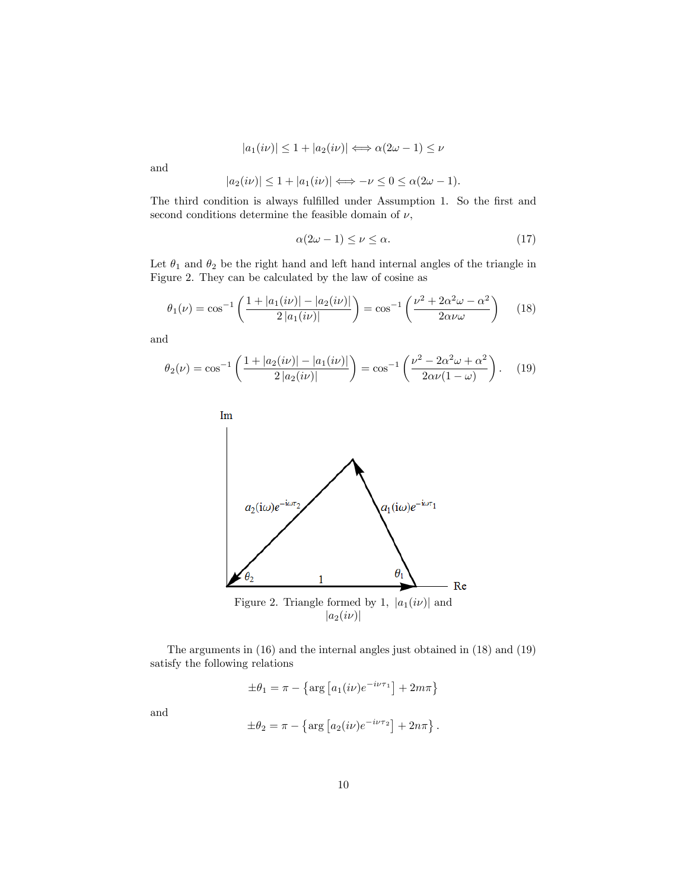$$|a_1(i\nu)| \le 1 + |a_2(i\nu)| \Longleftrightarrow \alpha(2\omega - 1) \le \nu$$

and

$$|a_2(i\nu)| \le 1 + |a_1(i\nu)| \Longleftrightarrow -\nu \le 0 \le \alpha(2\omega - 1).$$

The third condition is always fulfilled under Assumption 1. So the first and second conditions determine the feasible domain of $\nu$,

$$\alpha(2\omega - 1) \le \nu \le \alpha. \tag{17}$$

Let $\theta_1$ and $\theta_2$ be the right hand and left hand internal angles of the triangle in Figure 2. They can be calculated by the law of cosine as

$$\theta_1(\nu) = \cos^{-1}\left(\frac{1 + |a_1(i\nu)| - |a_2(i\nu)|}{2\,|a_1(i\nu)|}\right) = \cos^{-1}\left(\frac{\nu^2 + 2\alpha^2\omega - \alpha^2}{2\alpha\nu\omega}\right) \tag{18}$$

and

$$\theta_2(\nu) = \cos^{-1}\left(\frac{1 + |a_2(i\nu)| - |a_1(i\nu)|}{2\,|a_2(i\nu)|}\right) = \cos^{-1}\left(\frac{\nu^2 - 2\alpha^2\omega + \alpha^2}{2\alpha\nu(1-\omega)}\right). \tag{19}$$

Figure 2. Triangle formed by 1, $|a_1(i\nu)|$ and $|a_2(i\nu)|$

The arguments in (16) and the internal angles just obtained in (18) and (19) satisfy the following relations

$$\pm\theta_1 = \pi - \left\{\arg\left[a_1(i\nu)e^{-i\nu\tau_1}\right] + 2m\pi\right\}$$

and

$$\pm\theta_2 = \pi - \left\{\arg\left[a_2(i\nu)e^{-i\nu\tau_2}\right] + 2n\pi\right\}.$$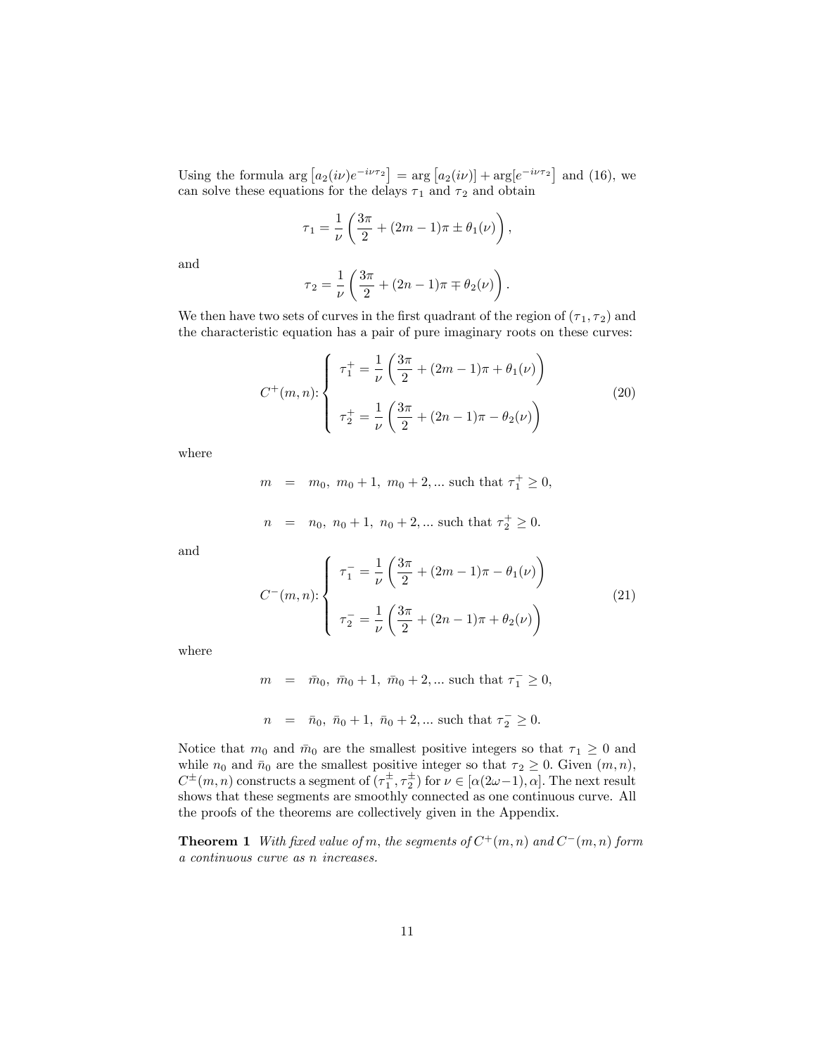Using the formula $\arg\left[a_2(i\nu)e^{-i\nu\tau_2}\right] = \arg\left[a_2(i\nu)\right] + \arg[e^{-i\nu\tau_2}]$ and (16), we can solve these equations for the delays $\tau_1$ and $\tau_2$ and obtain

$$\tau_1 = \frac{1}{\nu}\left(\frac{3\pi}{2} + (2m-1)\pi \pm \theta_1(\nu)\right),$$

and

$$\tau_2 = \frac{1}{\nu}\left(\frac{3\pi}{2} + (2n-1)\pi \mp \theta_2(\nu)\right).$$

We then have two sets of curves in the first quadrant of the region of $(\tau_1, \tau_2)$ and the characteristic equation has a pair of pure imaginary roots on these curves:

$$C^+(m,n)\colon \begin{cases} \tau_1^+ = \dfrac{1}{\nu}\left(\dfrac{3\pi}{2} + (2m-1)\pi + \theta_1(\nu)\right) \\[2ex] \tau_2^+ = \dfrac{1}{\nu}\left(\dfrac{3\pi}{2} + (2n-1)\pi - \theta_2(\nu)\right) \end{cases} \tag{20}$$

where

$$\begin{aligned} m &= m_0,\ m_0+1,\ m_0+2, \ldots \text{ such that } \tau_1^+ \geq 0, \\ n &= n_0,\ n_0+1,\ n_0+2, \ldots \text{ such that } \tau_2^+ \geq 0. \end{aligned}$$

and

$$C^-(m,n)\colon \begin{cases} \tau_1^- = \dfrac{1}{\nu}\left(\dfrac{3\pi}{2} + (2m-1)\pi - \theta_1(\nu)\right) \\[2ex] \tau_2^- = \dfrac{1}{\nu}\left(\dfrac{3\pi}{2} + (2n-1)\pi + \theta_2(\nu)\right) \end{cases} \tag{21}$$

where

$$\begin{aligned} m &= \bar{m}_0,\ \bar{m}_0+1,\ \bar{m}_0+2, \ldots \text{ such that } \tau_1^- \geq 0, \\ n &= \bar{n}_0,\ \bar{n}_0+1,\ \bar{n}_0+2, \ldots \text{ such that } \tau_2^- \geq 0. \end{aligned}$$

Notice that $m_0$ and $\bar{m}_0$ are the smallest positive integers so that $\tau_1 \geq 0$ and while $n_0$ and $\bar{n}_0$ are the smallest positive integer so that $\tau_2 \geq 0$. Given $(m,n)$, $C^{\pm}(m,n)$ constructs a segment of $(\tau_1^{\pm}, \tau_2^{\pm})$ for $\nu \in [\alpha(2\omega-1), \alpha]$. The next result shows that these segments are smoothly connected as one continuous curve. All the proofs of the theorems are collectively given in the Appendix.

**Theorem 1** *With fixed value of $m$, the segments of $C^+(m,n)$ and $C^-(m,n)$ form a continuous curve as $n$ increases.*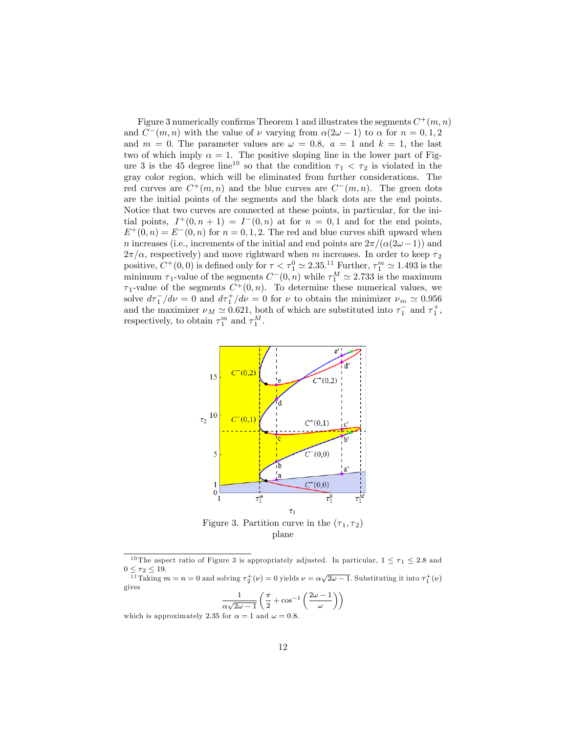Figure 3 numerically confirms Theorem 1 and illustrates the segments $C^+(m,n)$ and $C^-(m,n)$ with the value of $\nu$ varying from $\alpha(2\omega-1)$ to $\alpha$ for $n=0,1,2$ and $m=0$. The parameter values are $\omega=0.8$, $a=1$ and $k=1$, the last two of which imply $\alpha=1$. The positive sloping line in the lower part of Figure 3 is the 45 degree line[10] so that the condition $\tau_1 < \tau_2$ is violated in the gray color region, which will be eliminated from further considerations. The red curves are $C^+(m,n)$ and the blue curves are $C^-(m,n)$. The green dots are the initial points of the segments and the black dots are the end points. Notice that two curves are connected at these points, in particular, for the initial points, $I^+(0,n+1)=I^-(0,n)$ at for $n=0,1$ and for the end points, $E^+(0,n)=E^-(0,n)$ for $n=0,1,2$. The red and blue curves shift upward when $n$ increases (i.e., increments of the initial and end points are $2\pi/(\alpha(2\omega-1))$ and $2\pi/\alpha$, respectively) and move rightward when $m$ increases. In order to keep $\tau_2$ positive, $C^+(0,0)$ is defined only for $\tau<\tau_1^0\simeq 2.35$.[11] Further, $\tau_1^m\simeq 1.493$ is the minimum $\tau_1$-value of the segments $C^-(0,n)$ while $\tau_1^M\simeq 2.733$ is the maximum $\tau_1$-value of the segments $C^+(0,n)$. To determine these numerical values, we solve $d\tau_1^-/d\nu=0$ and $d\tau_1^+/d\nu=0$ for $\nu$ to obtain the minimizer $\nu_m\simeq 0.956$ and the maximizer $\nu_M\simeq 0.621$, both of which are substituted into $\tau_1^-$ and $\tau_1^+$, respectively, to obtain $\tau_1^m$ and $\tau_1^M$.

Figure 3. Partition curve in the $(\tau_1,\tau_2)$ plane

[10] The aspect ratio of Figure 3 is appropriately adjusted. In particular, $1\le\tau_1\le 2.8$ and $0\le\tau_2\le 19$.

[11] Taking $m=n=0$ and solving $\tau_2^+(\nu)=0$ yields $\nu=\alpha\sqrt{2\omega-1}$. Substituting it into $\tau_1^+(\nu)$ gives

$$\frac{1}{\alpha\sqrt{2\omega-1}}\left(\frac{\pi}{2}+\cos^{-1}\left(\frac{2\omega-1}{\omega}\right)\right)$$

which is approximately 2.35 for $\alpha=1$ and $\omega=0.8$.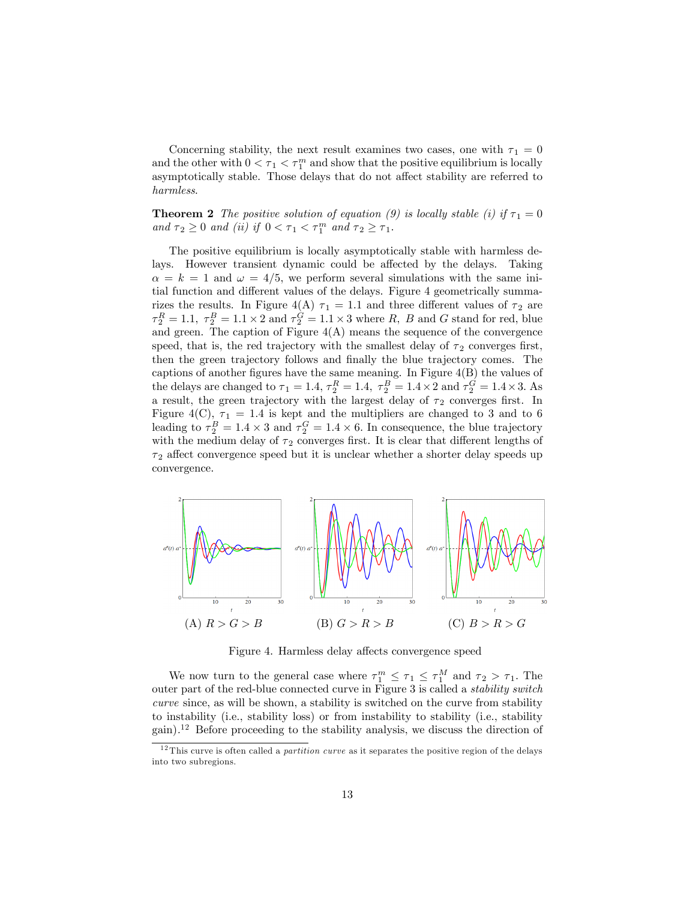Concerning stability, the next result examines two cases, one with $\tau_1 = 0$ and the other with $0 < \tau_1 < \tau_1^m$ and show that the positive equilibrium is locally asymptotically stable. Those delays that do not affect stability are referred to *harmless*.

**Theorem 2** *The positive solution of equation (9) is locally stable (i) if $\tau_1 = 0$ and $\tau_2 \geq 0$ and (ii) if $0 < \tau_1 < \tau_1^m$ and $\tau_2 \geq \tau_1$.*

The positive equilibrium is locally asymptotically stable with harmless delays. However transient dynamic could be affected by the delays. Taking $\alpha = k = 1$ and $\omega = 4/5$, we perform several simulations with the same initial function and different values of the delays. Figure 4 geometrically summarizes the results. In Figure 4(A) $\tau_1 = 1.1$ and three different values of $\tau_2$ are $\tau_2^R = 1.1$, $\tau_2^B = 1.1 \times 2$ and $\tau_2^G = 1.1 \times 3$ where $R$, $B$ and $G$ stand for red, blue and green. The caption of Figure 4(A) means the sequence of the convergence speed, that is, the red trajectory with the smallest delay of $\tau_2$ converges first, then the green trajectory follows and finally the blue trajectory comes. The captions of another figures have the same meaning. In Figure 4(B) the values of the delays are changed to $\tau_1 = 1.4$, $\tau_2^R = 1.4$, $\tau_2^B = 1.4 \times 2$ and $\tau_2^G = 1.4 \times 3$. As a result, the green trajectory with the largest delay of $\tau_2$ converges first. In Figure 4(C), $\tau_1 = 1.4$ is kept and the multipliers are changed to 3 and to 6 leading to $\tau_2^B = 1.4 \times 3$ and $\tau_2^G = 1.4 \times 6$. In consequence, the blue trajectory with the medium delay of $\tau_2$ converges first. It is clear that different lengths of $\tau_2$ affect convergence speed but it is unclear whether a shorter delay speeds up convergence.

(A) $R > G > B$ (B) $G > R > B$ (C) $B > R > G$

Figure 4. Harmless delay affects convergence speed

We now turn to the general case where $\tau_1^m \leq \tau_1 \leq \tau_1^M$ and $\tau_2 > \tau_1$. The outer part of the red-blue connected curve in Figure 3 is called a *stability switch curve* since, as will be shown, a stability is switched on the curve from stability to instability (i.e., stability loss) or from instability to stability (i.e., stability gain).[12] Before proceeding to the stability analysis, we discuss the direction of

[12] This curve is often called a *partition curve* as it separates the positive region of the delays into two subregions.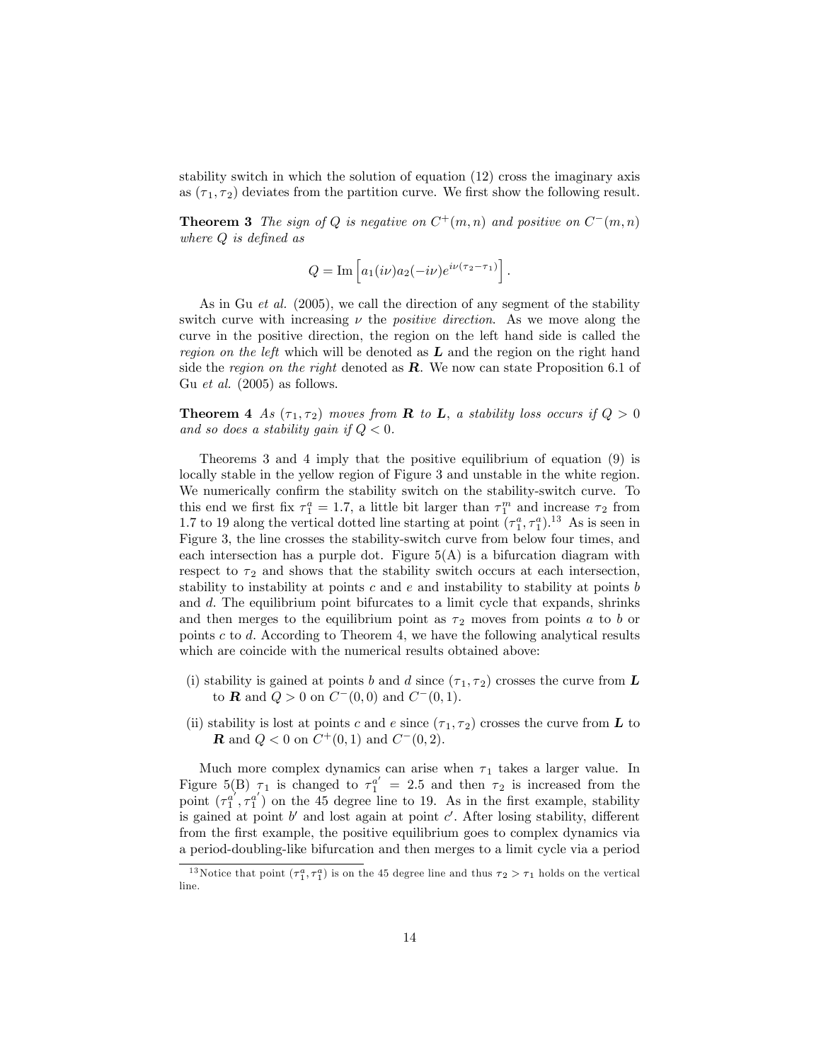stability switch in which the solution of equation (12) cross the imaginary axis as $(\tau_1, \tau_2)$ deviates from the partition curve. We first show the following result.

**Theorem 3** *The sign of $Q$ is negative on $C^+(m,n)$ and positive on $C^-(m,n)$ where $Q$ is defined as*

$$Q = \text{Im}\left[a_1(i\nu)a_2(-i\nu)e^{i\nu(\tau_2-\tau_1)}\right].$$

As in Gu *et al.* (2005), we call the direction of any segment of the stability switch curve with increasing $\nu$ the *positive direction*. As we move along the curve in the positive direction, the region on the left hand side is called the *region on the left* which will be denoted as $\boldsymbol{L}$ and the region on the right hand side the *region on the right* denoted as $\boldsymbol{R}$. We now can state Proposition 6.1 of Gu *et al.* (2005) as follows.

**Theorem 4** *As $(\tau_1, \tau_2)$ moves from $\boldsymbol{R}$ to $\boldsymbol{L}$, a stability loss occurs if $Q > 0$ and so does a stability gain if $Q < 0$.*

Theorems 3 and 4 imply that the positive equilibrium of equation (9) is locally stable in the yellow region of Figure 3 and unstable in the white region. We numerically confirm the stability switch on the stability-switch curve. To this end we first fix $\tau_1^a = 1.7$, a little bit larger than $\tau_1^m$ and increase $\tau_2$ from 1.7 to 19 along the vertical dotted line starting at point $(\tau_1^a, \tau_1^a)$.[13] As is seen in Figure 3, the line crosses the stability-switch curve from below four times, and each intersection has a purple dot. Figure 5(A) is a bifurcation diagram with respect to $\tau_2$ and shows that the stability switch occurs at each intersection, stability to instability at points $c$ and $e$ and instability to stability at points $b$ and $d$. The equilibrium point bifurcates to a limit cycle that expands, shrinks and then merges to the equilibrium point as $\tau_2$ moves from points $a$ to $b$ or points $c$ to $d$. According to Theorem 4, we have the following analytical results which are coincide with the numerical results obtained above:

(i) stability is gained at points $b$ and $d$ since $(\tau_1, \tau_2)$ crosses the curve from $\boldsymbol{L}$ to $\boldsymbol{R}$ and $Q > 0$ on $C^-(0,0)$ and $C^-(0,1)$.

(ii) stability is lost at points $c$ and $e$ since $(\tau_1, \tau_2)$ crosses the curve from $\boldsymbol{L}$ to $\boldsymbol{R}$ and $Q < 0$ on $C^+(0,1)$ and $C^-(0,2)$.

Much more complex dynamics can arise when $\tau_1$ takes a larger value. In Figure 5(B) $\tau_1$ is changed to $\tau_1^{a'} = 2.5$ and then $\tau_2$ is increased from the point $(\tau_1^{a'}, \tau_1^{a'})$ on the 45 degree line to 19. As in the first example, stability is gained at point $b'$ and lost again at point $c'$. After losing stability, different from the first example, the positive equilibrium goes to complex dynamics via a period-doubling-like bifurcation and then merges to a limit cycle via a period

[13] Notice that point $(\tau_1^a, \tau_1^a)$ is on the 45 degree line and thus $\tau_2 > \tau_1$ holds on the vertical line.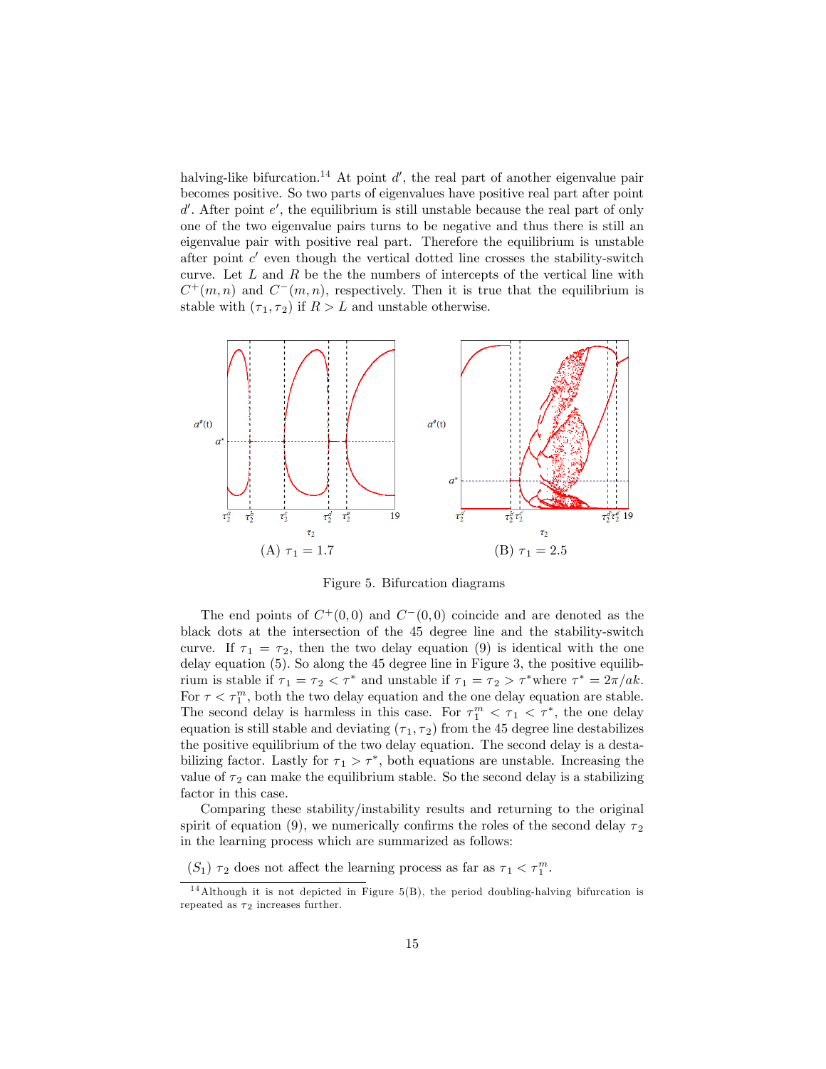halving-like bifurcation.[14] At point $d'$, the real part of another eigenvalue pair becomes positive. So two parts of eigenvalues have positive real part after point $d'$. After point $e'$, the equilibrium is still unstable because the real part of only one of the two eigenvalue pairs turns to be negative and thus there is still an eigenvalue pair with positive real part. Therefore the equilibrium is unstable after point $c'$ even though the vertical dotted line crosses the stability-switch curve. Let $L$ and $R$ be the the numbers of intercepts of the vertical line with $C^+(m,n)$ and $C^-(m,n)$, respectively. Then it is true that the equilibrium is stable with $(\tau_1, \tau_2)$ if $R > L$ and unstable otherwise.

(A) $\tau_1 = 1.7$ (B) $\tau_1 = 2.5$

Figure 5. Bifurcation diagrams

The end points of $C^+(0,0)$ and $C^-(0,0)$ coincide and are denoted as the black dots at the intersection of the 45 degree line and the stability-switch curve. If $\tau_1 = \tau_2$, then the two delay equation (9) is identical with the one delay equation (5). So along the 45 degree line in Figure 3, the positive equilibrium is stable if $\tau_1 = \tau_2 < \tau^*$ and unstable if $\tau_1 = \tau_2 > \tau^*$where $\tau^* = 2\pi/ak$. For $\tau < \tau_1^m$, both the two delay equation and the one delay equation are stable. The second delay is harmless in this case. For $\tau_1^m < \tau_1 < \tau^*$, the one delay equation is still stable and deviating $(\tau_1, \tau_2)$ from the 45 degree line destabilizes the positive equilibrium of the two delay equation. The second delay is a destabilizing factor. Lastly for $\tau_1 > \tau^*$, both equations are unstable. Increasing the value of $\tau_2$ can make the equilibrium stable. So the second delay is a stabilizing factor in this case.

Comparing these stability/instability results and returning to the original spirit of equation (9), we numerically confirms the roles of the second delay $\tau_2$ in the learning process which are summarized as follows:

$(S_1)$ $\tau_2$ does not affect the learning process as far as $\tau_1 < \tau_1^m$.

[14] Although it is not depicted in Figure 5(B), the period doubling-halving bifurcation is repeated as $\tau_2$ increases further.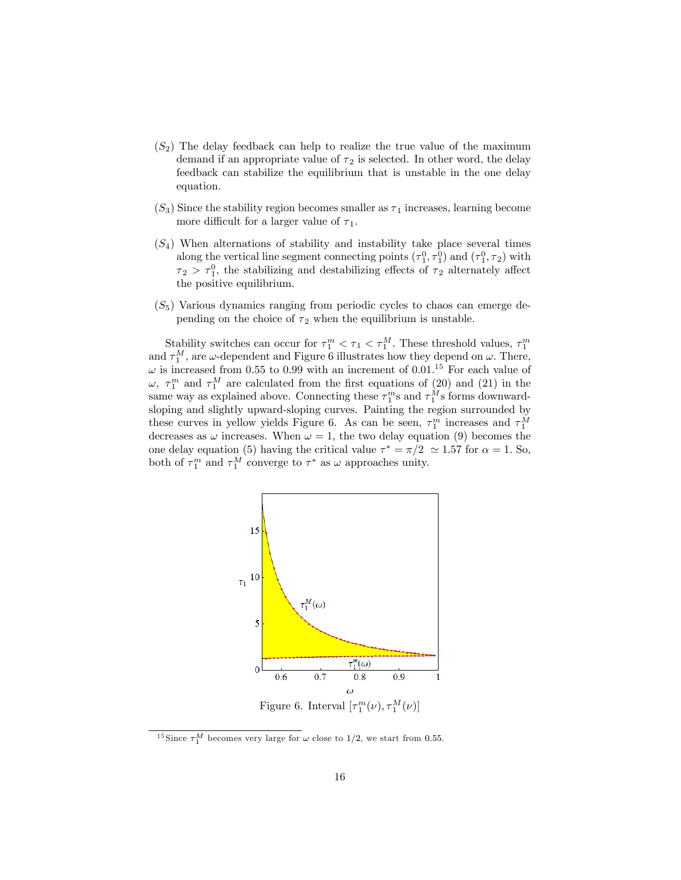($S_2$) The delay feedback can help to realize the true value of the maximum demand if an appropriate value of $\tau_2$ is selected. In other word, the delay feedback can stabilize the equilibrium that is unstable in the one delay equation.

($S_3$) Since the stability region becomes smaller as $\tau_1$ increases, learning become more difficult for a larger value of $\tau_1$.

($S_4$) When alternations of stability and instability take place several times along the vertical line segment connecting points $(\tau_1^0, \tau_1^0)$ and $(\tau_1^0, \tau_2)$ with $\tau_2 > \tau_1^0$, the stabilizing and destabilizing effects of $\tau_2$ alternately affect the positive equilibrium.

($S_5$) Various dynamics ranging from periodic cycles to chaos can emerge depending on the choice of $\tau_2$ when the equilibrium is unstable.

Stability switches can occur for $\tau_1^m < \tau_1 < \tau_1^M$. These threshold values, $\tau_1^m$ and $\tau_1^M$, are $\omega$-dependent and Figure 6 illustrates how they depend on $\omega$. There, $\omega$ is increased from 0.55 to 0.99 with an increment of 0.01.[15] For each value of $\omega$, $\tau_1^m$ and $\tau_1^M$ are calculated from the first equations of (20) and (21) in the same way as explained above. Connecting these $\tau_1^m$s and $\tau_1^M$s forms downward-sloping and slightly upward-sloping curves. Painting the region surrounded by these curves in yellow yields Figure 6. As can be seen, $\tau_1^m$ increases and $\tau_1^M$ decreases as $\omega$ increases. When $\omega = 1$, the two delay equation (9) becomes the one delay equation (5) having the critical value $\tau^* = \pi/2 \simeq 1.57$ for $\alpha = 1$. So, both of $\tau_1^m$ and $\tau_1^M$ converge to $\tau^*$ as $\omega$ approaches unity.

Figure 6. Interval $[\tau_1^m(\nu), \tau_1^M(\nu)]$

[15] Since $\tau_1^M$ becomes very large for $\omega$ close to 1/2, we start from 0.55.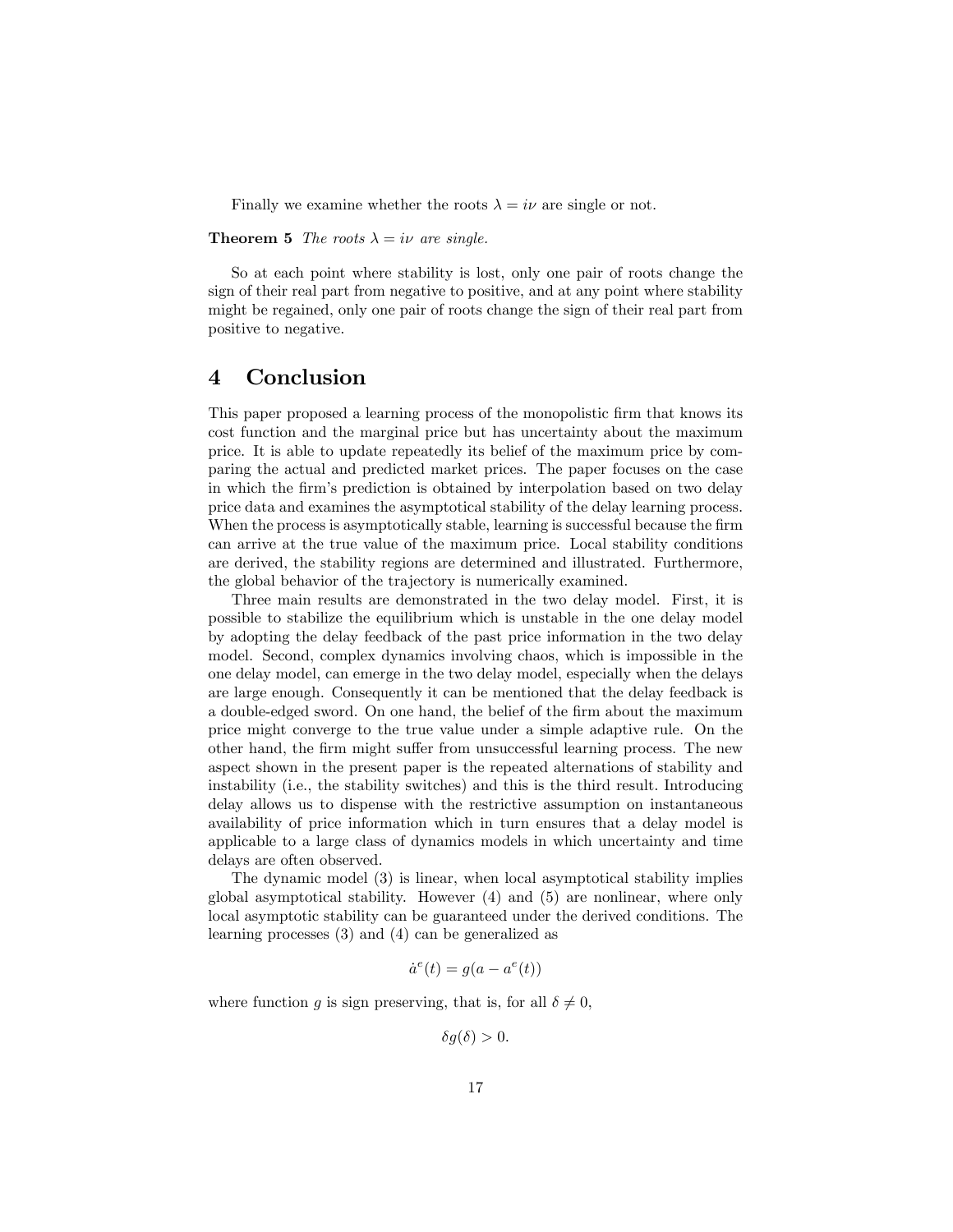Finally we examine whether the roots $\lambda = i\nu$ are single or not.

**Theorem 5** *The roots $\lambda = i\nu$ are single.*

So at each point where stability is lost, only one pair of roots change the sign of their real part from negative to positive, and at any point where stability might be regained, only one pair of roots change the sign of their real part from positive to negative.

# 4 Conclusion

This paper proposed a learning process of the monopolistic firm that knows its cost function and the marginal price but has uncertainty about the maximum price. It is able to update repeatedly its belief of the maximum price by comparing the actual and predicted market prices. The paper focuses on the case in which the firm's prediction is obtained by interpolation based on two delay price data and examines the asymptotical stability of the delay learning process. When the process is asymptotically stable, learning is successful because the firm can arrive at the true value of the maximum price. Local stability conditions are derived, the stability regions are determined and illustrated. Furthermore, the global behavior of the trajectory is numerically examined.

Three main results are demonstrated in the two delay model. First, it is possible to stabilize the equilibrium which is unstable in the one delay model by adopting the delay feedback of the past price information in the two delay model. Second, complex dynamics involving chaos, which is impossible in the one delay model, can emerge in the two delay model, especially when the delays are large enough. Consequently it can be mentioned that the delay feedback is a double-edged sword. On one hand, the belief of the firm about the maximum price might converge to the true value under a simple adaptive rule. On the other hand, the firm might suffer from unsuccessful learning process. The new aspect shown in the present paper is the repeated alternations of stability and instability (i.e., the stability switches) and this is the third result. Introducing delay allows us to dispense with the restrictive assumption on instantaneous availability of price information which in turn ensures that a delay model is applicable to a large class of dynamics models in which uncertainty and time delays are often observed.

The dynamic model (3) is linear, when local asymptotical stability implies global asymptotical stability. However (4) and (5) are nonlinear, where only local asymptotic stability can be guaranteed under the derived conditions. The learning processes (3) and (4) can be generalized as

$$\dot{a}^e(t) = g(a - a^e(t))$$

where function $g$ is sign preserving, that is, for all $\delta \neq 0$,

$$\delta g(\delta) > 0.$$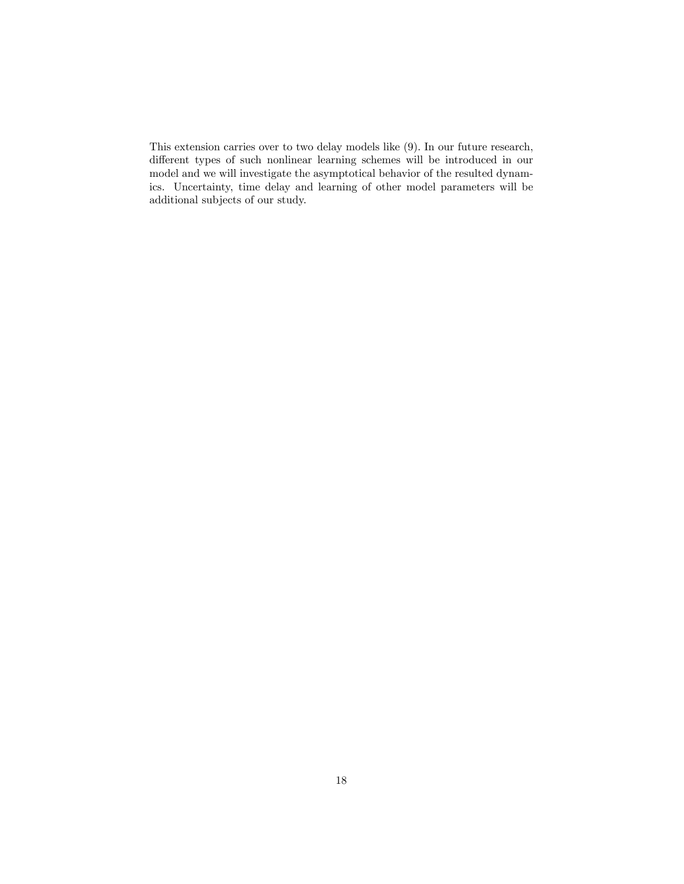This extension carries over to two delay models like (9). In our future research, different types of such nonlinear learning schemes will be introduced in our model and we will investigate the asymptotical behavior of the resulted dynamics. Uncertainty, time delay and learning of other model parameters will be additional subjects of our study.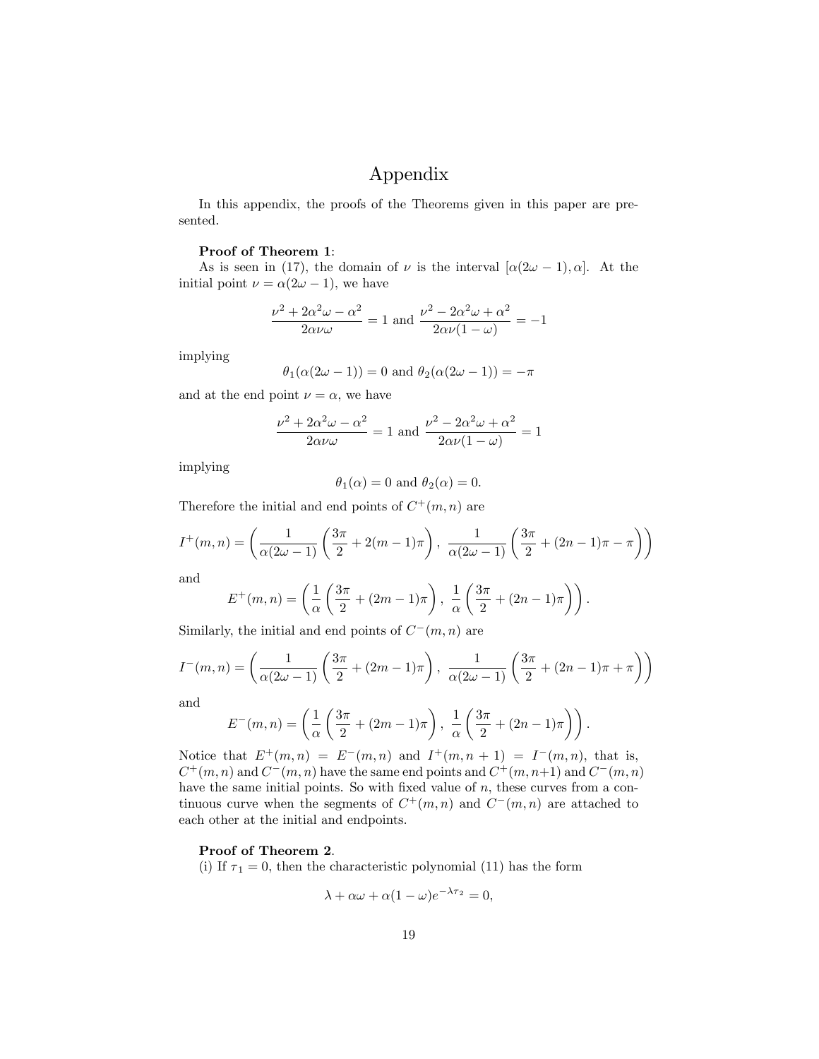# Appendix

In this appendix, the proofs of the Theorems given in this paper are presented.

**Proof of Theorem 1**:

As is seen in (17), the domain of $\nu$ is the interval $[\alpha(2\omega-1), \alpha]$. At the initial point $\nu = \alpha(2\omega - 1)$, we have

$$\frac{\nu^2 + 2\alpha^2\omega - \alpha^2}{2\alpha\nu\omega} = 1 \text{ and } \frac{\nu^2 - 2\alpha^2\omega + \alpha^2}{2\alpha\nu(1-\omega)} = -1$$

implying

$$\theta_1(\alpha(2\omega - 1)) = 0 \text{ and } \theta_2(\alpha(2\omega - 1)) = -\pi$$

and at the end point $\nu = \alpha$, we have

$$\frac{\nu^2 + 2\alpha^2\omega - \alpha^2}{2\alpha\nu\omega} = 1 \text{ and } \frac{\nu^2 - 2\alpha^2\omega + \alpha^2}{2\alpha\nu(1-\omega)} = 1$$

implying

$$\theta_1(\alpha) = 0 \text{ and } \theta_2(\alpha) = 0.$$

Therefore the initial and end points of $C^+(m,n)$ are

$$I^+(m,n) = \left(\frac{1}{\alpha(2\omega-1)}\left(\frac{3\pi}{2} + 2(m-1)\pi\right),\ \frac{1}{\alpha(2\omega-1)}\left(\frac{3\pi}{2} + (2n-1)\pi - \pi\right)\right)$$

and

$$E^+(m,n) = \left(\frac{1}{\alpha}\left(\frac{3\pi}{2} + (2m-1)\pi\right),\ \frac{1}{\alpha}\left(\frac{3\pi}{2} + (2n-1)\pi\right)\right).$$

Similarly, the initial and end points of $C^-(m,n)$ are

$$I^-(m,n) = \left(\frac{1}{\alpha(2\omega-1)}\left(\frac{3\pi}{2} + (2m-1)\pi\right),\ \frac{1}{\alpha(2\omega-1)}\left(\frac{3\pi}{2} + (2n-1)\pi + \pi\right)\right)$$

and

$$E^-(m,n) = \left(\frac{1}{\alpha}\left(\frac{3\pi}{2} + (2m-1)\pi\right),\ \frac{1}{\alpha}\left(\frac{3\pi}{2} + (2n-1)\pi\right)\right).$$

Notice that $E^+(m,n) = E^-(m,n)$ and $I^+(m,n+1) = I^-(m,n)$, that is, $C^+(m,n)$ and $C^-(m,n)$ have the same end points and $C^+(m,n+1)$ and $C^-(m,n)$ have the same initial points. So with fixed value of $n$, these curves from a continuous curve when the segments of $C^+(m,n)$ and $C^-(m,n)$ are attached to each other at the initial and endpoints.

**Proof of Theorem 2**.

(i) If $\tau_1 = 0$, then the characteristic polynomial (11) has the form

$$\lambda + \alpha\omega + \alpha(1-\omega)e^{-\lambda\tau_2} = 0,$$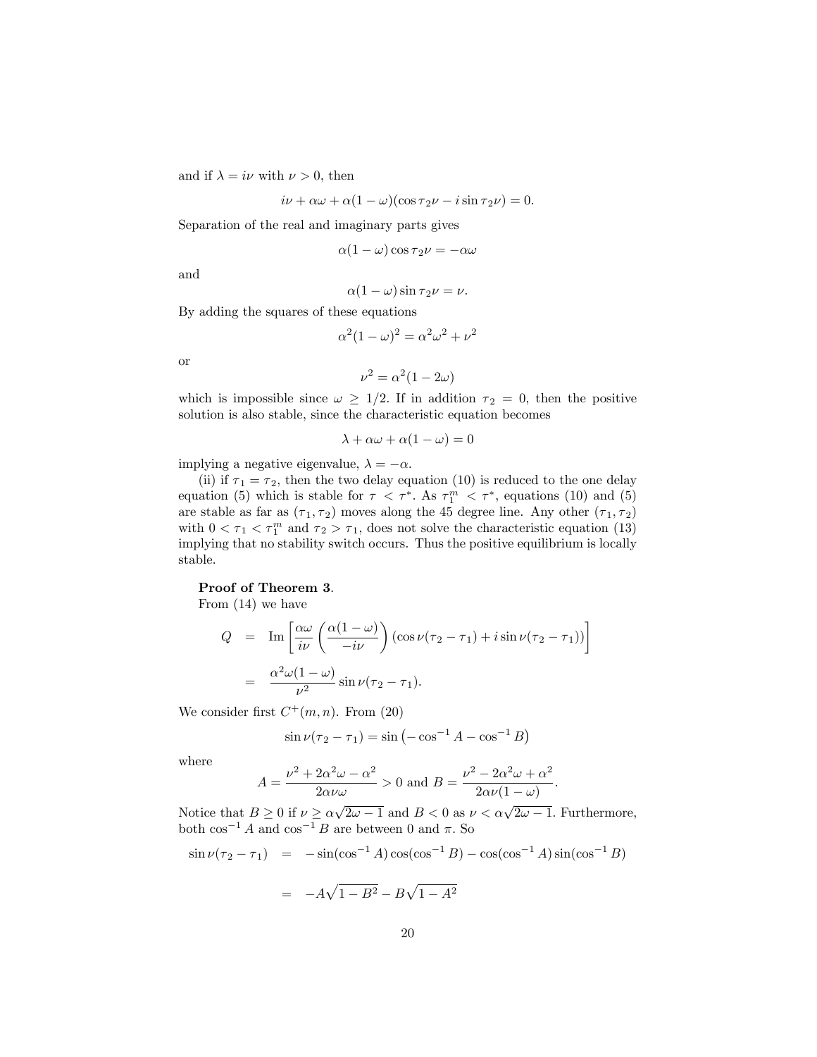and if $\lambda = i\nu$ with $\nu > 0$, then

$$i\nu + \alpha\omega + \alpha(1-\omega)(\cos\tau_2\nu - i\sin\tau_2\nu) = 0.$$

Separation of the real and imaginary parts gives

$$\alpha(1-\omega)\cos\tau_2\nu = -\alpha\omega$$

and

$$\alpha(1-\omega)\sin\tau_2\nu = \nu.$$

By adding the squares of these equations

$$\alpha^2(1-\omega)^2 = \alpha^2\omega^2 + \nu^2$$

or

$$\nu^2 = \alpha^2(1-2\omega)$$

which is impossible since $\omega \geq 1/2$. If in addition $\tau_2 = 0$, then the positive solution is also stable, since the characteristic equation becomes

$$\lambda + \alpha\omega + \alpha(1-\omega) = 0$$

implying a negative eigenvalue, $\lambda = -\alpha$.

(ii) if $\tau_1 = \tau_2$, then the two delay equation (10) is reduced to the one delay equation (5) which is stable for $\tau < \tau^*$. As $\tau_1^m < \tau^*$, equations (10) and (5) are stable as far as $(\tau_1, \tau_2)$ moves along the 45 degree line. Any other $(\tau_1, \tau_2)$ with $0 < \tau_1 < \tau_1^m$ and $\tau_2 > \tau_1$, does not solve the characteristic equation (13) implying that no stability switch occurs. Thus the positive equilibrium is locally stable.

**Proof of Theorem 3**.
From (14) we have

$$\begin{aligned} Q &= \operatorname{Im}\left[\frac{\alpha\omega}{i\nu}\left(\frac{\alpha(1-\omega)}{-i\nu}\right)(\cos\nu(\tau_2-\tau_1) + i\sin\nu(\tau_2-\tau_1))\right] \\ &= \frac{\alpha^2\omega(1-\omega)}{\nu^2}\sin\nu(\tau_2-\tau_1). \end{aligned}$$

We consider first $C^+(m,n)$. From (20)

$$\sin\nu(\tau_2-\tau_1) = \sin\left(-\cos^{-1}A - \cos^{-1}B\right)$$

where

$$A = \frac{\nu^2 + 2\alpha^2\omega - \alpha^2}{2\alpha\nu\omega} > 0 \text{ and } B = \frac{\nu^2 - 2\alpha^2\omega + \alpha^2}{2\alpha\nu(1-\omega)}.$$

Notice that $B \geq 0$ if $\nu \geq \alpha\sqrt{2\omega-1}$ and $B < 0$ as $\nu < \alpha\sqrt{2\omega-1}$. Furthermore, both $\cos^{-1}A$ and $\cos^{-1}B$ are between 0 and $\pi$. So

$$\begin{aligned} \sin\nu(\tau_2-\tau_1) &= -\sin(\cos^{-1}A)\cos(\cos^{-1}B) - \cos(\cos^{-1}A)\sin(\cos^{-1}B) \\ &= -A\sqrt{1-B^2} - B\sqrt{1-A^2} \end{aligned}$$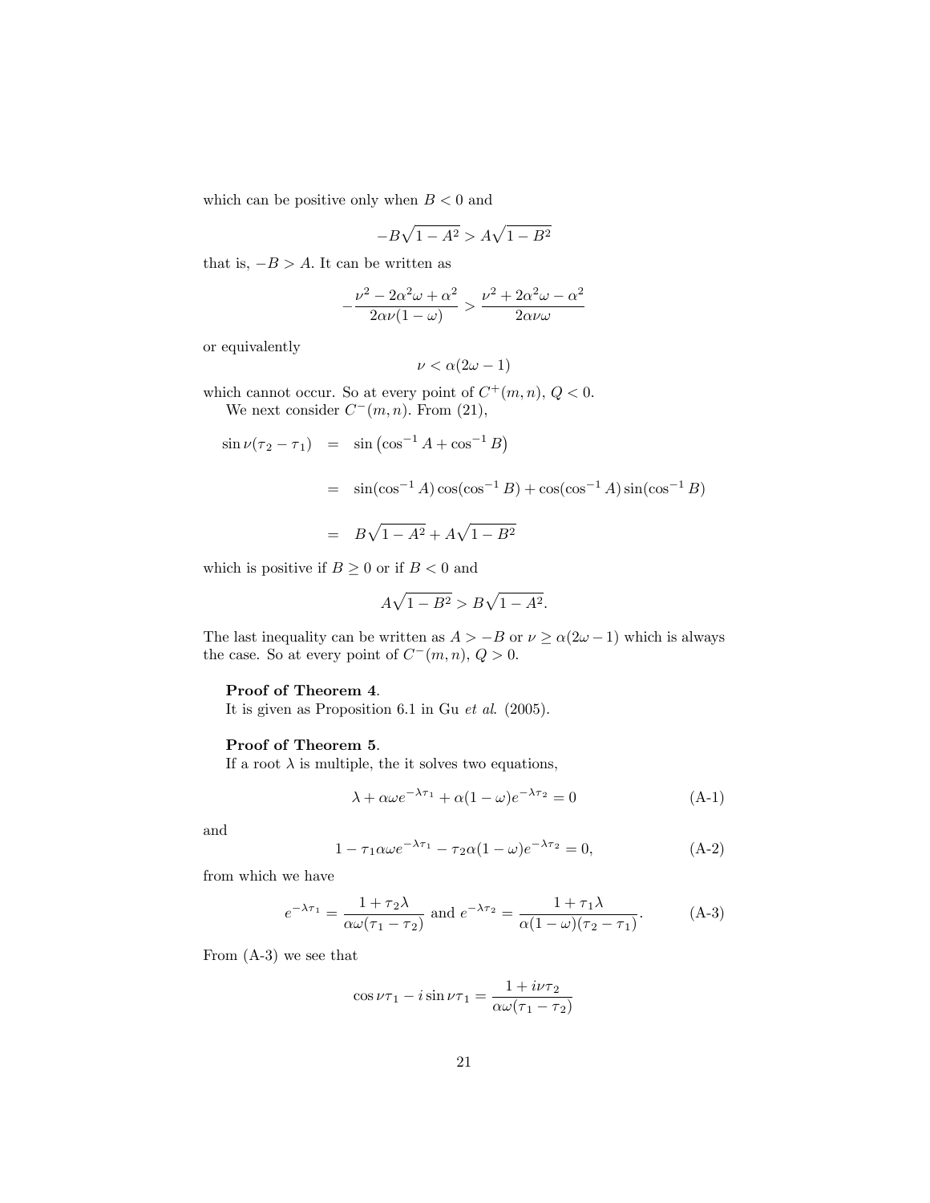which can be positive only when $B < 0$ and

$$-B\sqrt{1-A^2} > A\sqrt{1-B^2}$$

that is, $-B > A$. It can be written as

$$-\frac{\nu^2 - 2\alpha^2\omega + \alpha^2}{2\alpha\nu(1-\omega)} > \frac{\nu^2 + 2\alpha^2\omega - \alpha^2}{2\alpha\nu\omega}$$

or equivalently

$$\nu < \alpha(2\omega - 1)$$

which cannot occur. So at every point of $C^+(m,n)$, $Q < 0$.

We next consider $C^-(m,n)$. From (21),

$$\begin{aligned}
\sin\nu(\tau_2 - \tau_1) &= \sin\left(\cos^{-1} A + \cos^{-1} B\right) \\
&= \sin(\cos^{-1} A)\cos(\cos^{-1} B) + \cos(\cos^{-1} A)\sin(\cos^{-1} B) \\
&= B\sqrt{1-A^2} + A\sqrt{1-B^2}
\end{aligned}$$

which is positive if $B \geq 0$ or if $B < 0$ and

$$A\sqrt{1-B^2} > B\sqrt{1-A^2}.$$

The last inequality can be written as $A > -B$ or $\nu \geq \alpha(2\omega - 1)$ which is always the case. So at every point of $C^-(m,n)$, $Q > 0$.

**Proof of Theorem 4**.

It is given as Proposition 6.1 in Gu *et al.* (2005).

**Proof of Theorem 5**.

If a root $\lambda$ is multiple, the it solves two equations,

$$\lambda + \alpha\omega e^{-\lambda\tau_1} + \alpha(1-\omega)e^{-\lambda\tau_2} = 0 \tag{A-1}$$

and

$$1 - \tau_1\alpha\omega e^{-\lambda\tau_1} - \tau_2\alpha(1-\omega)e^{-\lambda\tau_2} = 0, \tag{A-2}$$

from which we have

$$e^{-\lambda\tau_1} = \frac{1 + \tau_2\lambda}{\alpha\omega(\tau_1 - \tau_2)} \text{ and } e^{-\lambda\tau_2} = \frac{1 + \tau_1\lambda}{\alpha(1-\omega)(\tau_2 - \tau_1)}. \tag{A-3}$$

From (A-3) we see that

$$\cos\nu\tau_1 - i\sin\nu\tau_1 = \frac{1 + i\nu\tau_2}{\alpha\omega(\tau_1 - \tau_2)}$$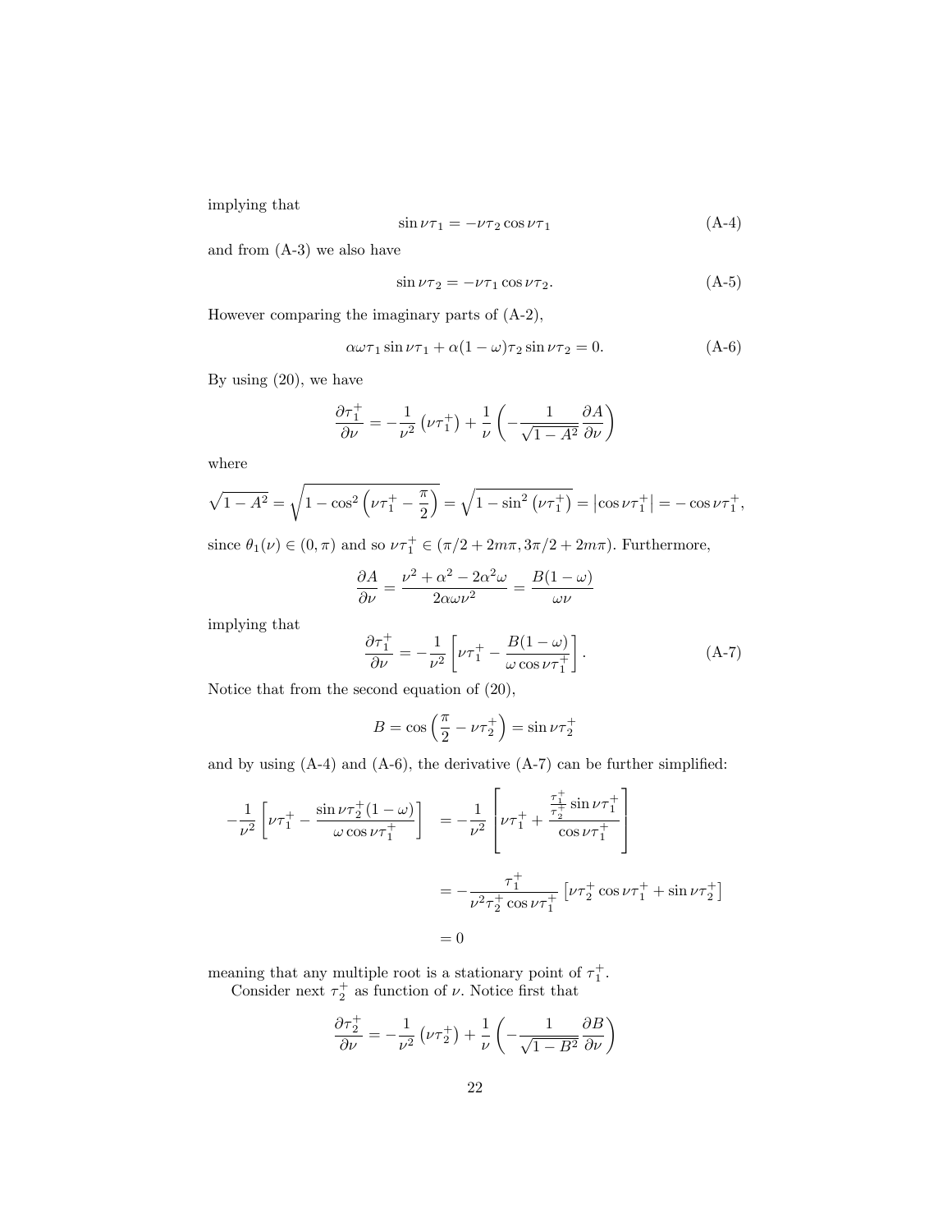implying that

$$\sin \nu\tau_1 = -\nu\tau_2 \cos \nu\tau_1 \tag{A-4}$$

and from (A-3) we also have

$$\sin \nu\tau_2 = -\nu\tau_1 \cos \nu\tau_2. \tag{A-5}$$

However comparing the imaginary parts of (A-2),

$$\alpha\omega\tau_1 \sin \nu\tau_1 + \alpha(1-\omega)\tau_2 \sin \nu\tau_2 = 0. \tag{A-6}$$

By using (20), we have

$$\frac{\partial \tau_1^+}{\partial \nu} = -\frac{1}{\nu^2}\left(\nu\tau_1^+\right) + \frac{1}{\nu}\left(-\frac{1}{\sqrt{1-A^2}}\frac{\partial A}{\partial \nu}\right)$$

where

$$\sqrt{1-A^2} = \sqrt{1-\cos^2\left(\nu\tau_1^+ - \frac{\pi}{2}\right)} = \sqrt{1-\sin^2\left(\nu\tau_1^+\right)} = \left|\cos \nu\tau_1^+\right| = -\cos \nu\tau_1^+,$$

since $\theta_1(\nu) \in (0, \pi)$ and so $\nu\tau_1^+ \in (\pi/2 + 2m\pi, 3\pi/2 + 2m\pi)$. Furthermore,

$$\frac{\partial A}{\partial \nu} = \frac{\nu^2 + \alpha^2 - 2\alpha^2\omega}{2\alpha\omega\nu^2} = \frac{B(1-\omega)}{\omega\nu}$$

implying that

$$\frac{\partial \tau_1^+}{\partial \nu} = -\frac{1}{\nu^2}\left[\nu\tau_1^+ - \frac{B(1-\omega)}{\omega \cos \nu\tau_1^+}\right]. \tag{A-7}$$

Notice that from the second equation of (20),

$$B = \cos\left(\frac{\pi}{2} - \nu\tau_2^+\right) = \sin \nu\tau_2^+$$

and by using (A-4) and (A-6), the derivative (A-7) can be further simplified:

$$\begin{aligned}
-\frac{1}{\nu^2}\left[\nu\tau_1^+ - \frac{\sin \nu\tau_2^+(1-\omega)}{\omega \cos \nu\tau_1^+}\right] &= -\frac{1}{\nu^2}\left[\nu\tau_1^+ + \frac{\frac{\tau_1^+}{\tau_2^+}\sin \nu\tau_1^+}{\cos \nu\tau_1^+}\right] \\
&= -\frac{\tau_1^+}{\nu^2\tau_2^+ \cos \nu\tau_1^+}\left[\nu\tau_2^+ \cos \nu\tau_1^+ + \sin \nu\tau_2^+\right] \\
&= 0
\end{aligned}$$

meaning that any multiple root is a stationary point of $\tau_1^+$.

Consider next $\tau_2^+$ as function of $\nu$. Notice first that

$$\frac{\partial \tau_2^+}{\partial \nu} = -\frac{1}{\nu^2}\left(\nu\tau_2^+\right) + \frac{1}{\nu}\left(-\frac{1}{\sqrt{1-B^2}}\frac{\partial B}{\partial \nu}\right)$$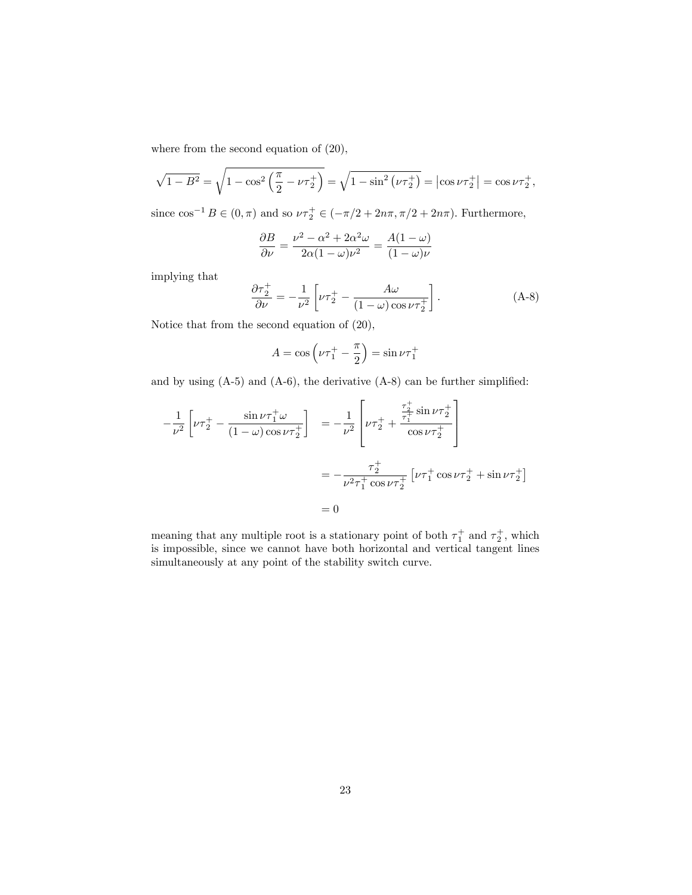where from the second equation of (20),

$$\sqrt{1-B^2} = \sqrt{1-\cos^2\left(\frac{\pi}{2}-\nu\tau_2^+\right)} = \sqrt{1-\sin^2\left(\nu\tau_2^+\right)} = \left|\cos\nu\tau_2^+\right| = \cos\nu\tau_2^+,$$

since $\cos^{-1} B \in (0,\pi)$ and so $\nu\tau_2^+ \in (-\pi/2+2n\pi, \pi/2+2n\pi)$. Furthermore,

$$\frac{\partial B}{\partial \nu} = \frac{\nu^2-\alpha^2+2\alpha^2\omega}{2\alpha(1-\omega)\nu^2} = \frac{A(1-\omega)}{(1-\omega)\nu}$$

implying that

$$\frac{\partial \tau_2^+}{\partial \nu} = -\frac{1}{\nu^2}\left[\nu\tau_2^+ - \frac{A\omega}{(1-\omega)\cos\nu\tau_2^+}\right]. \tag{A-8}$$

Notice that from the second equation of (20),

$$A = \cos\left(\nu\tau_1^+ - \frac{\pi}{2}\right) = \sin\nu\tau_1^+$$

and by using (A-5) and (A-6), the derivative (A-8) can be further simplified:

$$\begin{aligned}
-\frac{1}{\nu^2}\left[\nu\tau_2^+ - \frac{\sin\nu\tau_1^+\omega}{(1-\omega)\cos\nu\tau_2^+}\right] &= -\frac{1}{\nu^2}\left[\nu\tau_2^+ + \frac{\frac{\tau_2^+}{\tau_1^+}\sin\nu\tau_2^+}{\cos\nu\tau_2^+}\right] \\
&= -\frac{\tau_2^+}{\nu^2\tau_1^+\cos\nu\tau_2^+}\left[\nu\tau_1^+\cos\nu\tau_2^+ + \sin\nu\tau_2^+\right] \\
&= 0
\end{aligned}$$

meaning that any multiple root is a stationary point of both $\tau_1^+$ and $\tau_2^+$, which is impossible, since we cannot have both horizontal and vertical tangent lines simultaneously at any point of the stability switch curve.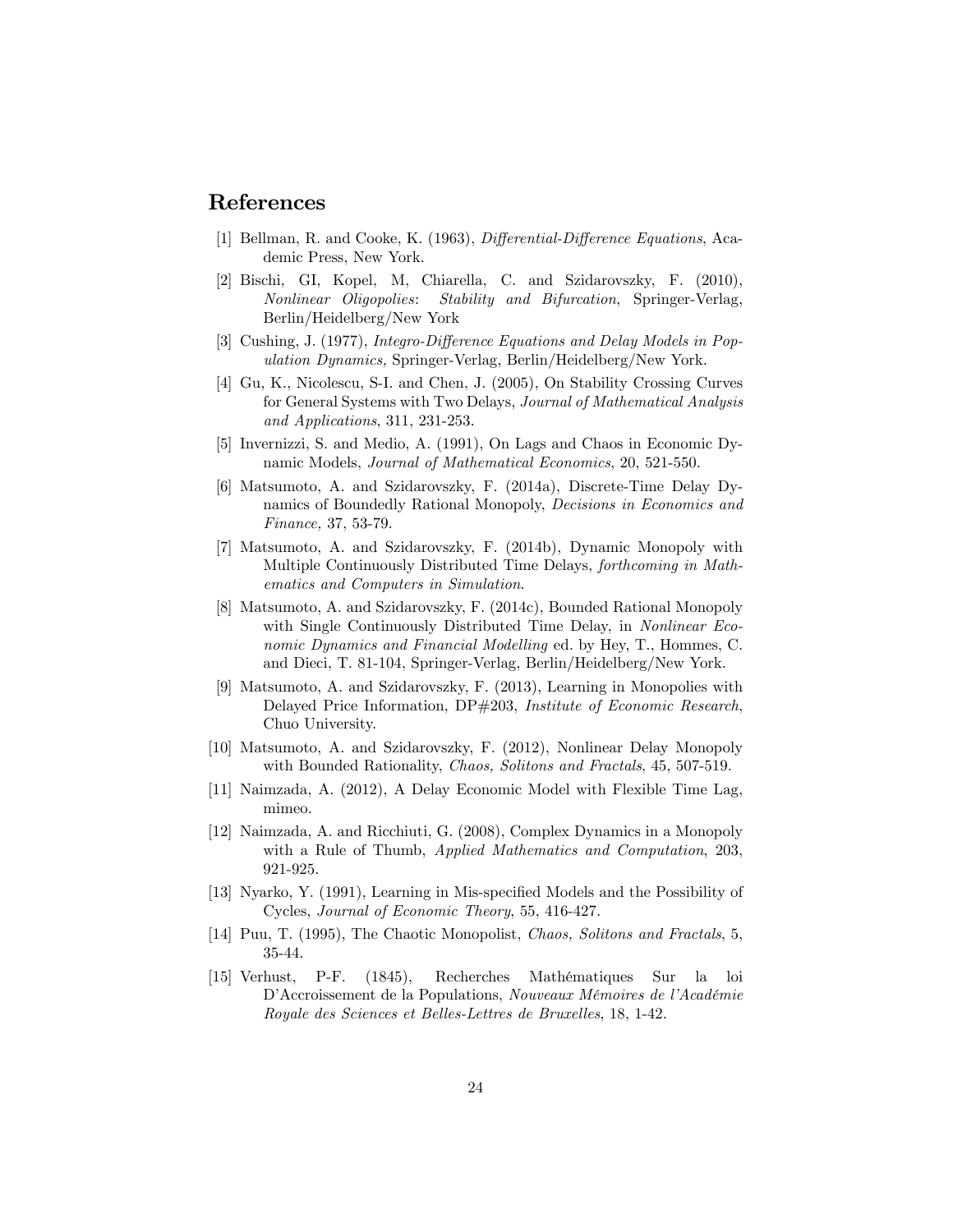## References

[1] Bellman, R. and Cooke, K. (1963), *Differential-Difference Equations*, Academic Press, New York.

[2] Bischi, GI, Kopel, M, Chiarella, C. and Szidarovszky, F. (2010), *Nonlinear Oligopolies: Stability and Bifurcation*, Springer-Verlag, Berlin/Heidelberg/New York

[3] Cushing, J. (1977), *Integro-Difference Equations and Delay Models in Population Dynamics,* Springer-Verlag, Berlin/Heidelberg/New York.

[4] Gu, K., Nicolescu, S-I. and Chen, J. (2005), On Stability Crossing Curves for General Systems with Two Delays, *Journal of Mathematical Analysis and Applications*, 311, 231-253.

[5] Invernizzi, S. and Medio, A. (1991), On Lags and Chaos in Economic Dynamic Models, *Journal of Mathematical Economics*, 20, 521-550.

[6] Matsumoto, A. and Szidarovszky, F. (2014a), Discrete-Time Delay Dynamics of Boundedly Rational Monopoly, *Decisions in Economics and Finance,* 37, 53-79.

[7] Matsumoto, A. and Szidarovszky, F. (2014b), Dynamic Monopoly with Multiple Continuously Distributed Time Delays, *forthcoming in Mathematics and Computers in Simulation*.

[8] Matsumoto, A. and Szidarovszky, F. (2014c), Bounded Rational Monopoly with Single Continuously Distributed Time Delay, in *Nonlinear Economic Dynamics and Financial Modelling* ed. by Hey, T., Hommes, C. and Dieci, T. 81-104, Springer-Verlag, Berlin/Heidelberg/New York.

[9] Matsumoto, A. and Szidarovszky, F. (2013), Learning in Monopolies with Delayed Price Information, DP#203, *Institute of Economic Research*, Chuo University.

[10] Matsumoto, A. and Szidarovszky, F. (2012), Nonlinear Delay Monopoly with Bounded Rationality, *Chaos, Solitons and Fractals*, 45, 507-519.

[11] Naimzada, A. (2012), A Delay Economic Model with Flexible Time Lag, mimeo.

[12] Naimzada, A. and Ricchiuti, G. (2008), Complex Dynamics in a Monopoly with a Rule of Thumb, *Applied Mathematics and Computation*, 203, 921-925.

[13] Nyarko, Y. (1991), Learning in Mis-specified Models and the Possibility of Cycles, *Journal of Economic Theory*, 55, 416-427.

[14] Puu, T. (1995), The Chaotic Monopolist, *Chaos, Solitons and Fractals*, 5, 35-44.

[15] Verhust, P-F. (1845), Recherches Mathématiques Sur la loi D'Accroissement de la Populations, *Nouveaux Mémoires de l'Académie Royale des Sciences et Belles-Lettres de Bruxelles*, 18, 1-42.